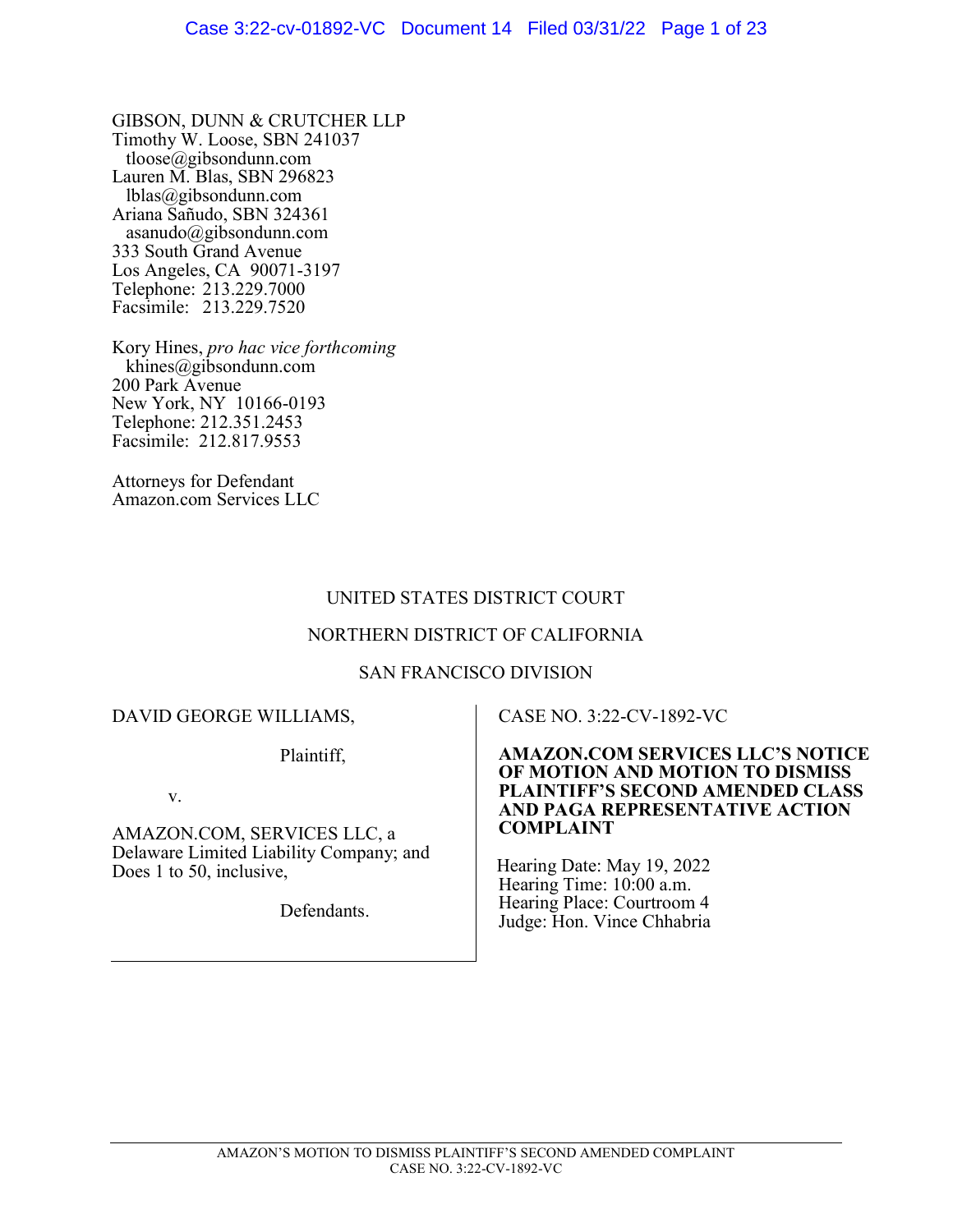GIBSON, DUNN & CRUTCHER LLP
Timothy W. Loose, SBN 241037
tloose@gibsondunn.com
Lauren M. Blas, SBN 296823
lblas@gibsondunn.com
Ariana Sañudo, SBN 324361
asanudo@gibsondunn.com
333 South Grand Avenue
Los Angeles, CA 90071-3197
Telephone: 213.229.7000
Facsimile: 213.229.7520

Kory Hines, *pro hac vice forthcoming*
khines@gibsondunn.com
200 Park Avenue
New York, NY 10166-0193
Telephone: 212.351.2453
Facsimile: 212.817.9553

Attorneys for Defendant
Amazon.com Services LLC

UNITED STATES DISTRICT COURT

NORTHERN DISTRICT OF CALIFORNIA

SAN FRANCISCO DIVISION

DAVID GEORGE WILLIAMS,

Plaintiff,

v.

AMAZON.COM, SERVICES LLC, a Delaware Limited Liability Company; and Does 1 to 50, inclusive,

Defendants.

CASE NO. 3:22-CV-1892-VC

**AMAZON.COM SERVICES LLC'S NOTICE OF MOTION AND MOTION TO DISMISS PLAINTIFF'S SECOND AMENDED CLASS AND PAGA REPRESENTATIVE ACTION COMPLAINT**

Hearing Date: May 19, 2022
Hearing Time: 10:00 a.m.
Hearing Place: Courtroom 4
Judge: Hon. Vince Chhabria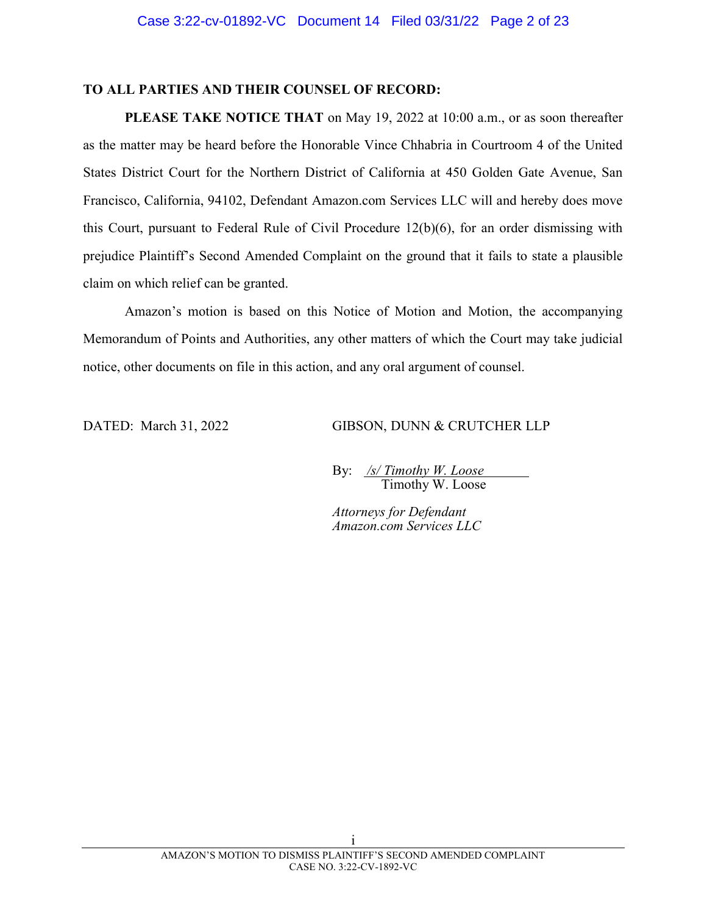**TO ALL PARTIES AND THEIR COUNSEL OF RECORD:**

**PLEASE TAKE NOTICE THAT** on May 19, 2022 at 10:00 a.m., or as soon thereafter as the matter may be heard before the Honorable Vince Chhabria in Courtroom 4 of the United States District Court for the Northern District of California at 450 Golden Gate Avenue, San Francisco, California, 94102, Defendant Amazon.com Services LLC will and hereby does move this Court, pursuant to Federal Rule of Civil Procedure 12(b)(6), for an order dismissing with prejudice Plaintiff's Second Amended Complaint on the ground that it fails to state a plausible claim on which relief can be granted.

Amazon's motion is based on this Notice of Motion and Motion, the accompanying Memorandum of Points and Authorities, any other matters of which the Court may take judicial notice, other documents on file in this action, and any oral argument of counsel.

DATED: March 31, 2022

GIBSON, DUNN & CRUTCHER LLP

By: */s/ Timothy W. Loose*
Timothy W. Loose

*Attorneys for Defendant*
*Amazon.com Services LLC*

AMAZON'S MOTION TO DISMISS PLAINTIFF'S SECOND AMENDED COMPLAINT
CASE NO. 3:22-CV-1892-VC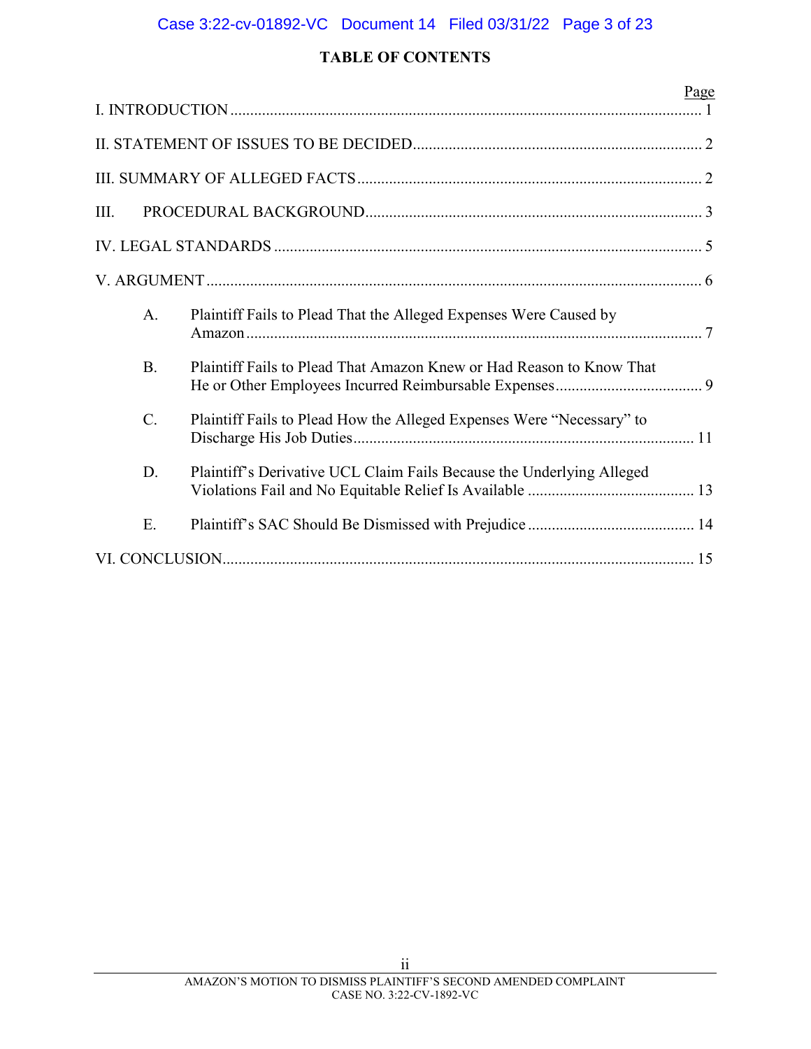## TABLE OF CONTENTS

| | Page |
|---|---|
| I. INTRODUCTION | 1 |
| II. STATEMENT OF ISSUES TO BE DECIDED | 2 |
| III. SUMMARY OF ALLEGED FACTS | 2 |
| III. PROCEDURAL BACKGROUND | 3 |
| IV. LEGAL STANDARDS | 5 |
| V. ARGUMENT | 6 |
| A. Plaintiff Fails to Plead That the Alleged Expenses Were Caused by Amazon | 7 |
| B. Plaintiff Fails to Plead That Amazon Knew or Had Reason to Know That He or Other Employees Incurred Reimbursable Expenses | 9 |
| C. Plaintiff Fails to Plead How the Alleged Expenses Were "Necessary" to Discharge His Job Duties | 11 |
| D. Plaintiff's Derivative UCL Claim Fails Because the Underlying Alleged Violations Fail and No Equitable Relief Is Available | 13 |
| E. Plaintiff's SAC Should Be Dismissed with Prejudice | 14 |
| VI. CONCLUSION | 15 |

AMAZON'S MOTION TO DISMISS PLAINTIFF'S SECOND AMENDED COMPLAINT
CASE NO. 3:22-CV-1892-VC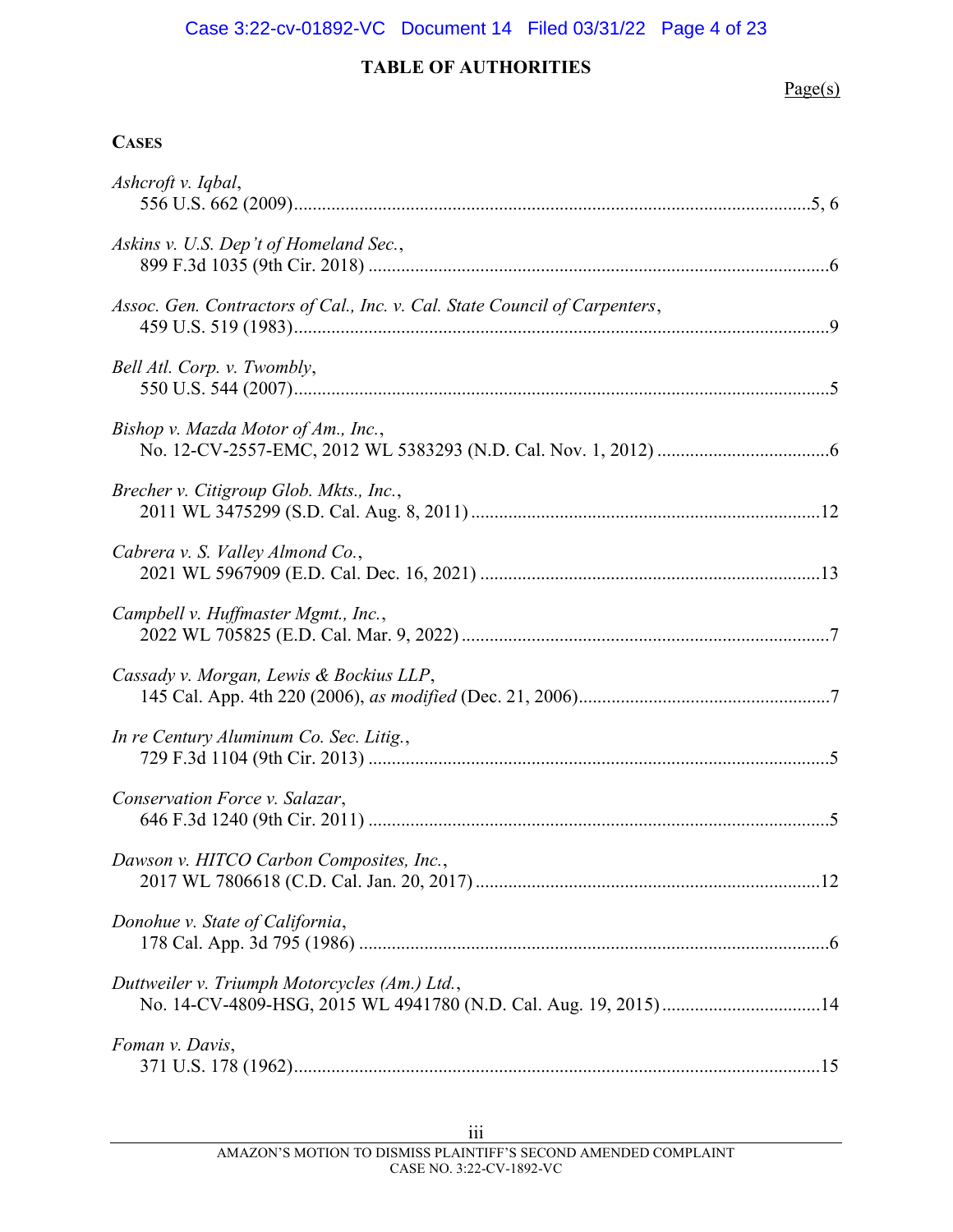## TABLE OF AUTHORITIES

Page(s)

**CASES**

*Ashcroft v. Iqbal*,
556 U.S. 662 (2009) .......... 5, 6

*Askins v. U.S. Dep't of Homeland Sec.*,
899 F.3d 1035 (9th Cir. 2018) .......... 6

*Assoc. Gen. Contractors of Cal., Inc. v. Cal. State Council of Carpenters*,
459 U.S. 519 (1983) .......... 9

*Bell Atl. Corp. v. Twombly*,
550 U.S. 544 (2007) .......... 5

*Bishop v. Mazda Motor of Am., Inc.*,
No. 12-CV-2557-EMC, 2012 WL 5383293 (N.D. Cal. Nov. 1, 2012) .......... 6

*Brecher v. Citigroup Glob. Mkts., Inc.*,
2011 WL 3475299 (S.D. Cal. Aug. 8, 2011) .......... 12

*Cabrera v. S. Valley Almond Co.*,
2021 WL 5967909 (E.D. Cal. Dec. 16, 2021) .......... 13

*Campbell v. Huffmaster Mgmt., Inc.*,
2022 WL 705825 (E.D. Cal. Mar. 9, 2022) .......... 7

*Cassady v. Morgan, Lewis & Bockius LLP*,
145 Cal. App. 4th 220 (2006), *as modified* (Dec. 21, 2006) .......... 7

*In re Century Aluminum Co. Sec. Litig.*,
729 F.3d 1104 (9th Cir. 2013) .......... 5

*Conservation Force v. Salazar*,
646 F.3d 1240 (9th Cir. 2011) .......... 5

*Dawson v. HITCO Carbon Composites, Inc.*,
2017 WL 7806618 (C.D. Cal. Jan. 20, 2017) .......... 12

*Donohue v. State of California*,
178 Cal. App. 3d 795 (1986) .......... 6

*Duttweiler v. Triumph Motorcycles (Am.) Ltd.*,
No. 14-CV-4809-HSG, 2015 WL 4941780 (N.D. Cal. Aug. 19, 2015) .......... 14

*Foman v. Davis*,
371 U.S. 178 (1962) .......... 15

AMAZON'S MOTION TO DISMISS PLAINTIFF'S SECOND AMENDED COMPLAINT
CASE NO. 3:22-CV-1892-VC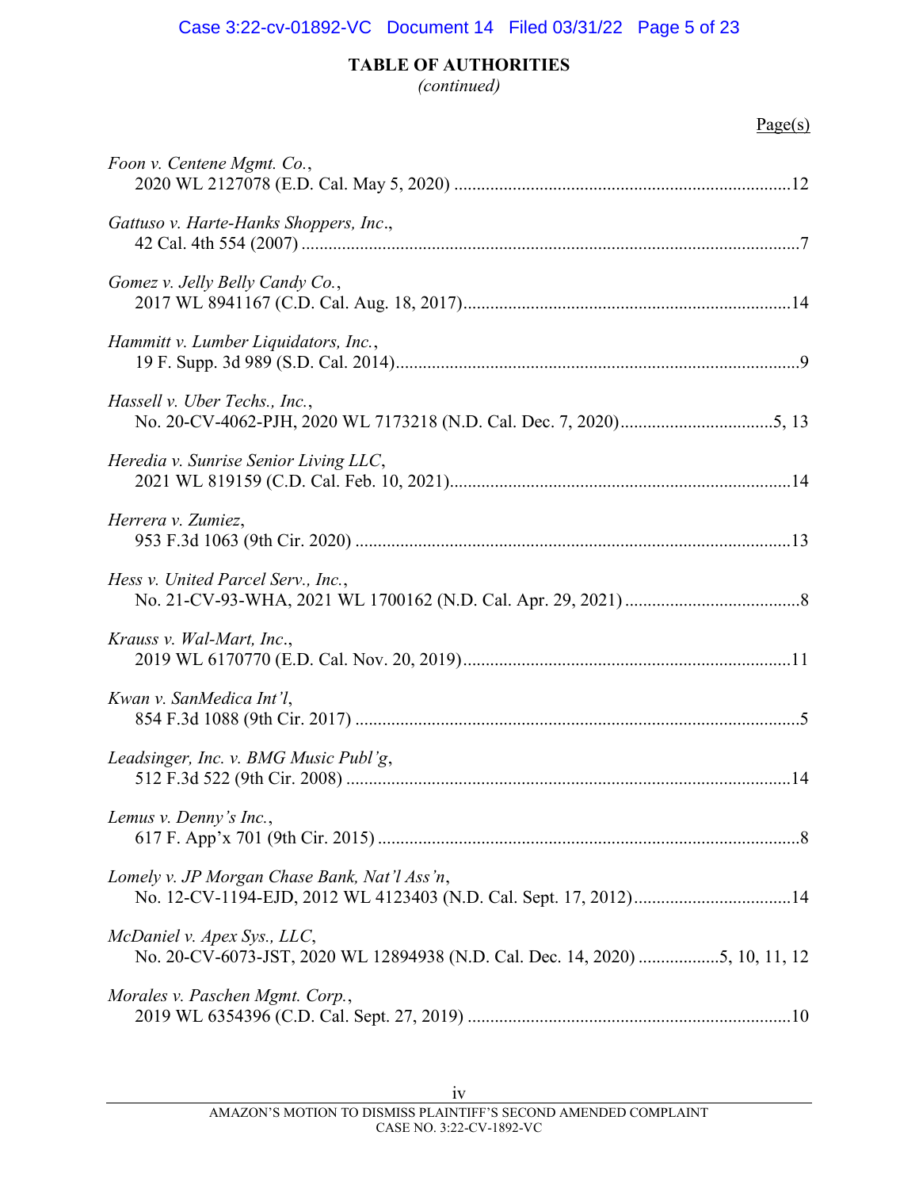**TABLE OF AUTHORITIES**
*(continued)*

Page(s)

*Foon v. Centene Mgmt. Co.*,
2020 WL 2127078 (E.D. Cal. May 5, 2020) ............................................................................12

*Gattuso v. Harte-Hanks Shoppers, Inc*.,
42 Cal. 4th 554 (2007) ...............................................................................................................7

*Gomez v. Jelly Belly Candy Co.*,
2017 WL 8941167 (C.D. Cal. Aug. 18, 2017)..........................................................................14

*Hammitt v. Lumber Liquidators, Inc.*,
19 F. Supp. 3d 989 (S.D. Cal. 2014)...........................................................................................9

*Hassell v. Uber Techs., Inc.*,
No. 20-CV-4062-PJH, 2020 WL 7173218 (N.D. Cal. Dec. 7, 2020)..................................5, 13

*Heredia v. Sunrise Senior Living LLC*,
2021 WL 819159 (C.D. Cal. Feb. 10, 2021)............................................................................14

*Herrera v. Zumiez*,
953 F.3d 1063 (9th Cir. 2020) ..................................................................................................13

*Hess v. United Parcel Serv., Inc.*,
No. 21-CV-93-WHA, 2021 WL 1700162 (N.D. Cal. Apr. 29, 2021) .......................................8

*Krauss v. Wal-Mart, Inc*.,
2019 WL 6170770 (E.D. Cal. Nov. 20, 2019)..........................................................................11

*Kwan v. SanMedica Int'l*,
854 F.3d 1088 (9th Cir. 2017) ....................................................................................................5

*Leadsinger, Inc. v. BMG Music Publ'g*,
512 F.3d 522 (9th Cir. 2008) ....................................................................................................14

*Lemus v. Denny's Inc.*,
617 F. App'x 701 (9th Cir. 2015) ...............................................................................................8

*Lomely v. JP Morgan Chase Bank, Nat'l Ass'n*,
No. 12-CV-1194-EJD, 2012 WL 4123403 (N.D. Cal. Sept. 17, 2012)...................................14

*McDaniel v. Apex Sys., LLC*,
No. 20-CV-6073-JST, 2020 WL 12894938 (N.D. Cal. Dec. 14, 2020) ..................5, 10, 11, 12

*Morales v. Paschen Mgmt. Corp.*,
2019 WL 6354396 (C.D. Cal. Sept. 27, 2019) .........................................................................10

AMAZON'S MOTION TO DISMISS PLAINTIFF'S SECOND AMENDED COMPLAINT
CASE NO. 3:22-CV-1892-VC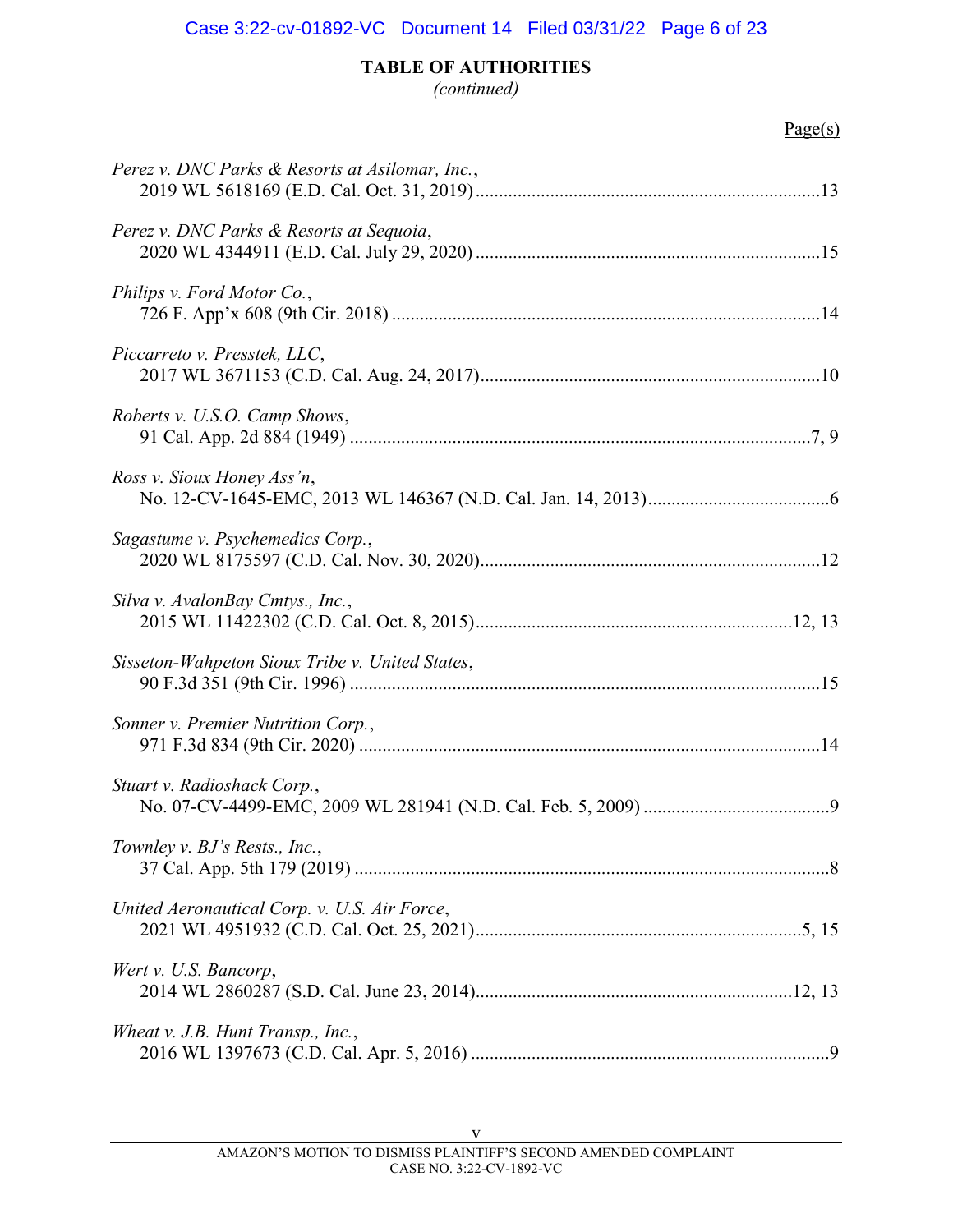**TABLE OF AUTHORITIES**
*(continued)*

Page(s)

*Perez v. DNC Parks & Resorts at Asilomar, Inc.*,
2019 WL 5618169 (E.D. Cal. Oct. 31, 2019)..........................................................................13

*Perez v. DNC Parks & Resorts at Sequoia*,
2020 WL 4344911 (E.D. Cal. July 29, 2020)..........................................................................15

*Philips v. Ford Motor Co.*,
726 F. App'x 608 (9th Cir. 2018)...........................................................................................14

*Piccarreto v. Presstek, LLC*,
2017 WL 3671153 (C.D. Cal. Aug. 24, 2017).........................................................................10

*Roberts v. U.S.O. Camp Shows*,
91 Cal. App. 2d 884 (1949).................................................................................................7, 9

*Ross v. Sioux Honey Ass'n*,
No. 12-CV-1645-EMC, 2013 WL 146367 (N.D. Cal. Jan. 14, 2013).......................................6

*Sagastume v. Psychemedics Corp.*,
2020 WL 8175597 (C.D. Cal. Nov. 30, 2020).........................................................................12

*Silva v. AvalonBay Cmtys., Inc.*,
2015 WL 11422302 (C.D. Cal. Oct. 8, 2015)...................................................................12, 13

*Sisseton-Wahpeton Sioux Tribe v. United States*,
90 F.3d 351 (9th Cir. 1996)....................................................................................................15

*Sonner v. Premier Nutrition Corp.*,
971 F.3d 834 (9th Cir. 2020)..................................................................................................14

*Stuart v. Radioshack Corp.*,
No. 07-CV-4499-EMC, 2009 WL 281941 (N.D. Cal. Feb. 5, 2009)........................................9

*Townley v. BJ's Rests., Inc.*,
37 Cal. App. 5th 179 (2019)......................................................................................................8

*United Aeronautical Corp. v. U.S. Air Force*,
2021 WL 4951932 (C.D. Cal. Oct. 25, 2021).....................................................................5, 15

*Wert v. U.S. Bancorp*,
2014 WL 2860287 (S.D. Cal. June 23, 2014)...................................................................12, 13

*Wheat v. J.B. Hunt Transp., Inc.*,
2016 WL 1397673 (C.D. Cal. Apr. 5, 2016).............................................................................9

AMAZON'S MOTION TO DISMISS PLAINTIFF'S SECOND AMENDED COMPLAINT
CASE NO. 3:22-CV-1892-VC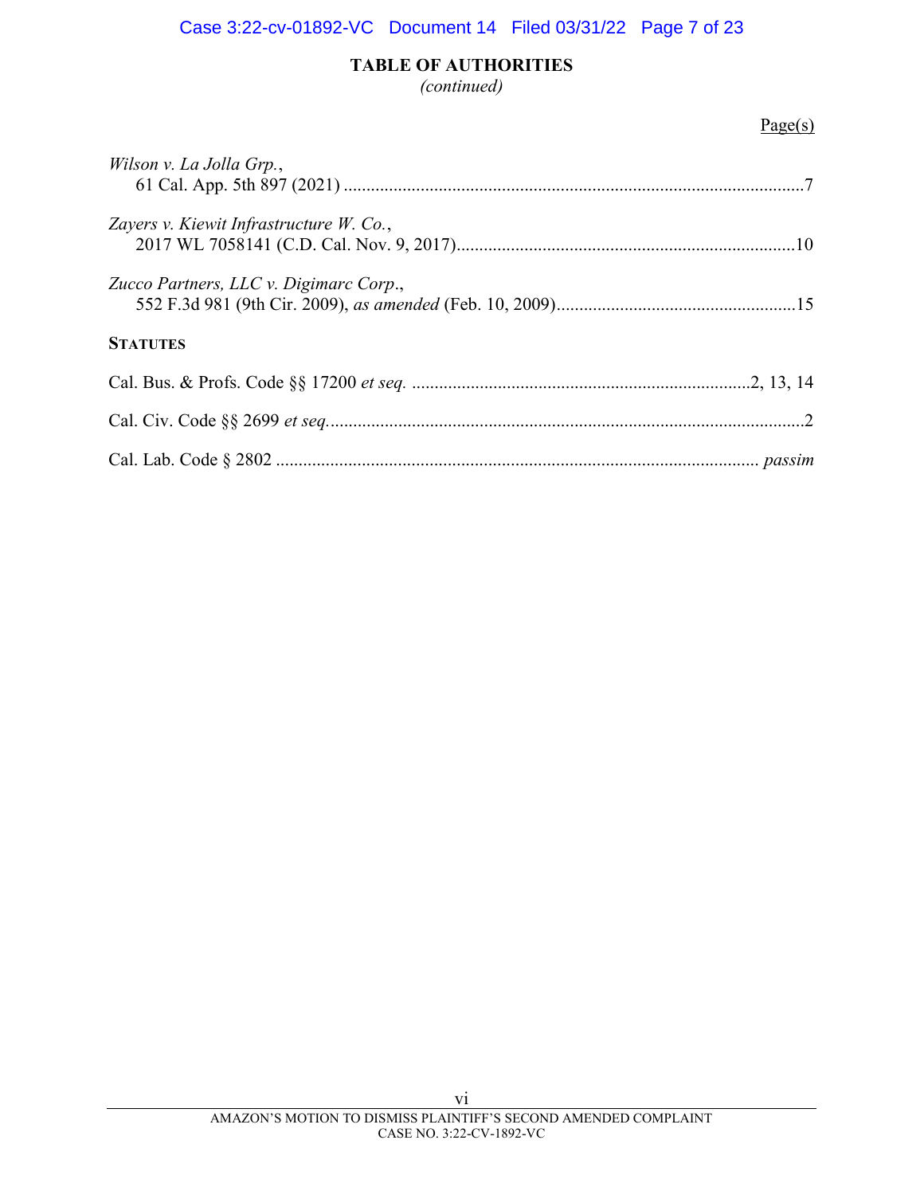**TABLE OF AUTHORITIES**
*(continued)*

Page(s)

*Wilson v. La Jolla Grp.*,
61 Cal. App. 5th 897 (2021) ....................................................................................................7

*Zayers v. Kiewit Infrastructure W. Co.*,
2017 WL 7058141 (C.D. Cal. Nov. 9, 2017)..........................................................................10

*Zucco Partners, LLC v. Digimarc Corp*.,
552 F.3d 981 (9th Cir. 2009), *as amended* (Feb. 10, 2009)....................................................15

**STATUTES**

Cal. Bus. & Profs. Code §§ 17200 *et seq.* ..........................................................................2, 13, 14

Cal. Civ. Code §§ 2699 *et seq.*.........................................................................................................2

Cal. Lab. Code § 2802 ........................................................................................................... *passim*

AMAZON'S MOTION TO DISMISS PLAINTIFF'S SECOND AMENDED COMPLAINT
CASE NO. 3:22-CV-1892-VC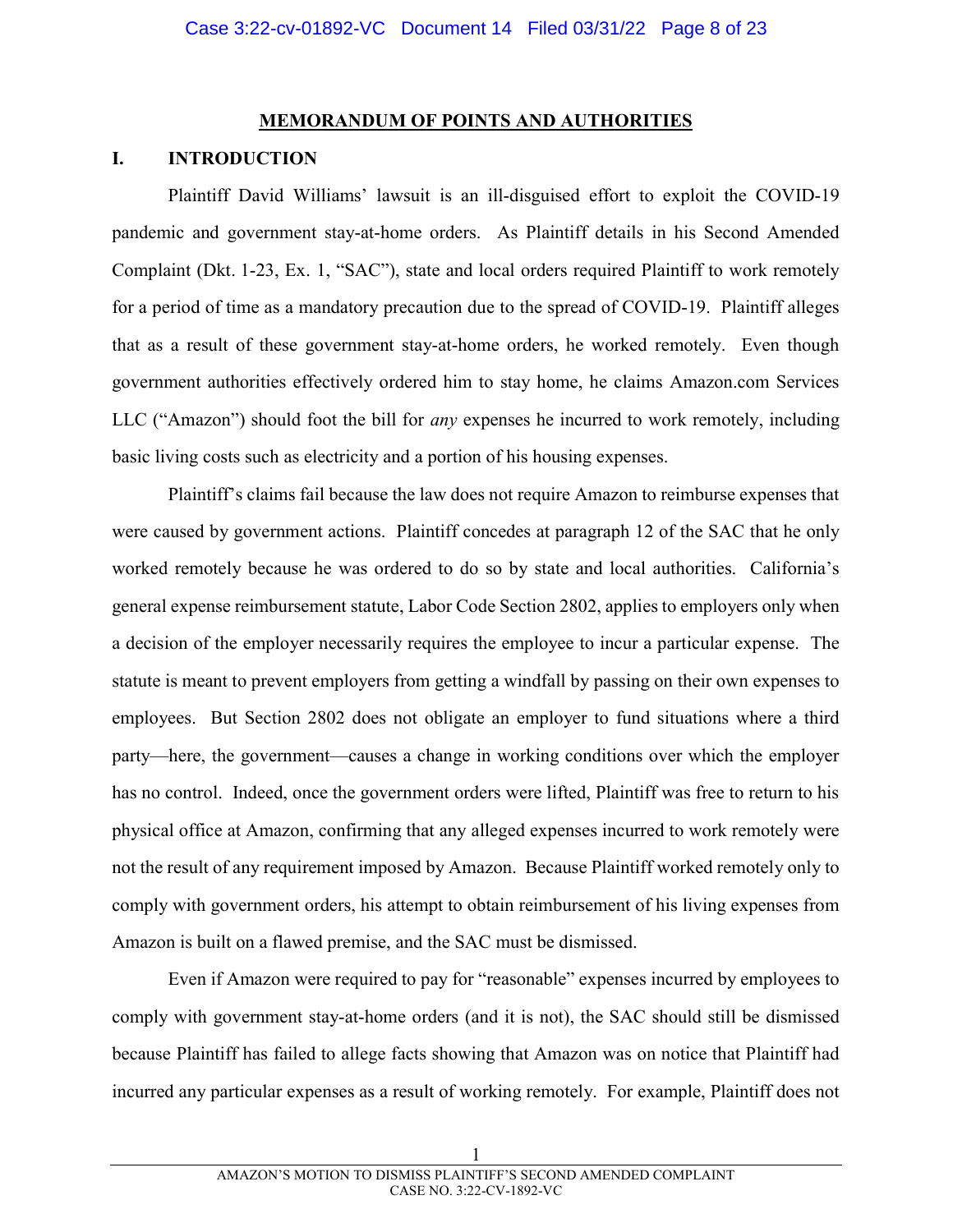## MEMORANDUM OF POINTS AND AUTHORITIES

## I. INTRODUCTION

Plaintiff David Williams' lawsuit is an ill-disguised effort to exploit the COVID-19 pandemic and government stay-at-home orders. As Plaintiff details in his Second Amended Complaint (Dkt. 1-23, Ex. 1, "SAC"), state and local orders required Plaintiff to work remotely for a period of time as a mandatory precaution due to the spread of COVID-19. Plaintiff alleges that as a result of these government stay-at-home orders, he worked remotely. Even though government authorities effectively ordered him to stay home, he claims Amazon.com Services LLC ("Amazon") should foot the bill for *any* expenses he incurred to work remotely, including basic living costs such as electricity and a portion of his housing expenses.

Plaintiff's claims fail because the law does not require Amazon to reimburse expenses that were caused by government actions. Plaintiff concedes at paragraph 12 of the SAC that he only worked remotely because he was ordered to do so by state and local authorities. California's general expense reimbursement statute, Labor Code Section 2802, applies to employers only when a decision of the employer necessarily requires the employee to incur a particular expense. The statute is meant to prevent employers from getting a windfall by passing on their own expenses to employees. But Section 2802 does not obligate an employer to fund situations where a third party—here, the government—causes a change in working conditions over which the employer has no control. Indeed, once the government orders were lifted, Plaintiff was free to return to his physical office at Amazon, confirming that any alleged expenses incurred to work remotely were not the result of any requirement imposed by Amazon. Because Plaintiff worked remotely only to comply with government orders, his attempt to obtain reimbursement of his living expenses from Amazon is built on a flawed premise, and the SAC must be dismissed.

Even if Amazon were required to pay for "reasonable" expenses incurred by employees to comply with government stay-at-home orders (and it is not), the SAC should still be dismissed because Plaintiff has failed to allege facts showing that Amazon was on notice that Plaintiff had incurred any particular expenses as a result of working remotely. For example, Plaintiff does not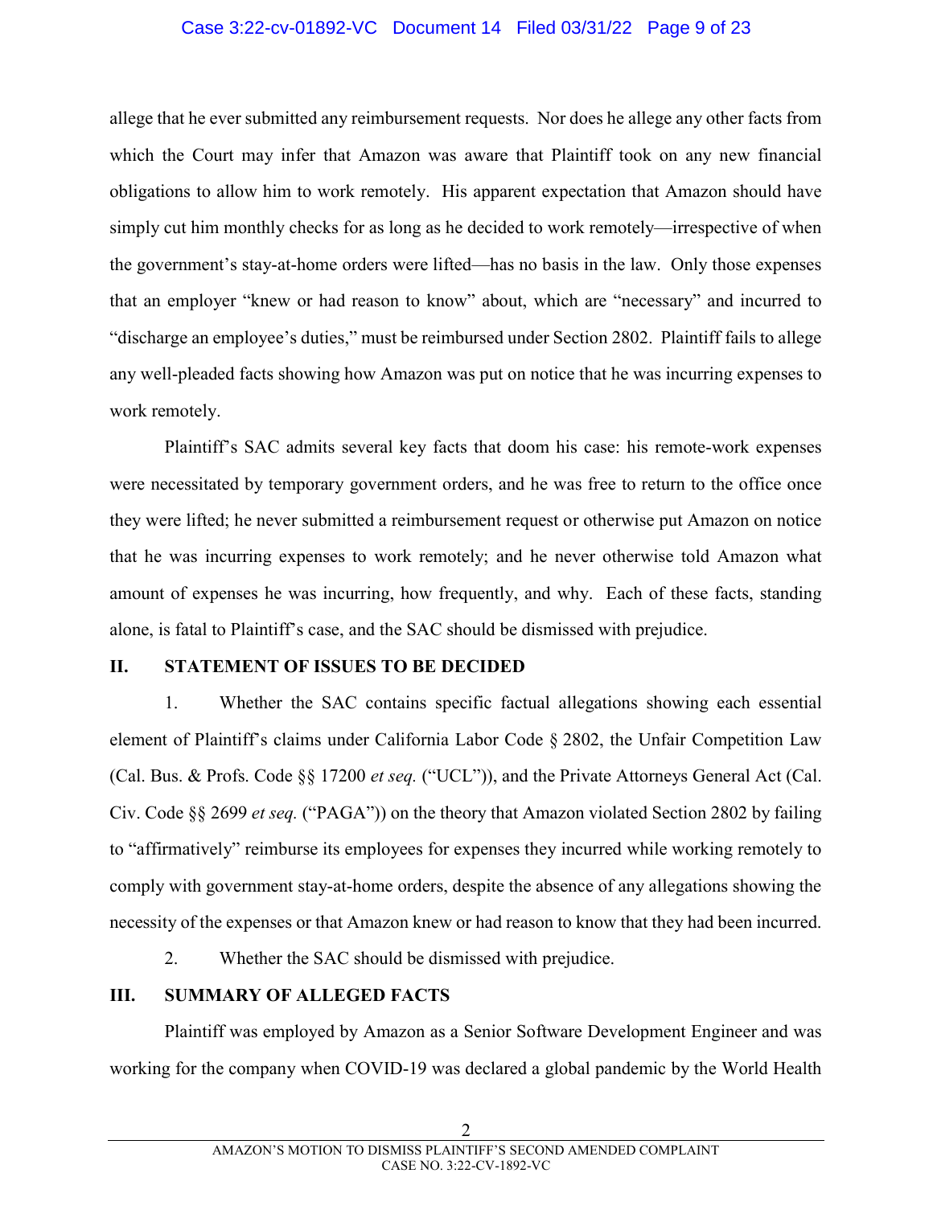allege that he ever submitted any reimbursement requests. Nor does he allege any other facts from which the Court may infer that Amazon was aware that Plaintiff took on any new financial obligations to allow him to work remotely. His apparent expectation that Amazon should have simply cut him monthly checks for as long as he decided to work remotely—irrespective of when the government's stay-at-home orders were lifted—has no basis in the law. Only those expenses that an employer "knew or had reason to know" about, which are "necessary" and incurred to "discharge an employee's duties," must be reimbursed under Section 2802. Plaintiff fails to allege any well-pleaded facts showing how Amazon was put on notice that he was incurring expenses to work remotely.

Plaintiff's SAC admits several key facts that doom his case: his remote-work expenses were necessitated by temporary government orders, and he was free to return to the office once they were lifted; he never submitted a reimbursement request or otherwise put Amazon on notice that he was incurring expenses to work remotely; and he never otherwise told Amazon what amount of expenses he was incurring, how frequently, and why. Each of these facts, standing alone, is fatal to Plaintiff's case, and the SAC should be dismissed with prejudice.

## II. STATEMENT OF ISSUES TO BE DECIDED

1. Whether the SAC contains specific factual allegations showing each essential element of Plaintiff's claims under California Labor Code § 2802, the Unfair Competition Law (Cal. Bus. & Profs. Code §§ 17200 *et seq.* ("UCL")), and the Private Attorneys General Act (Cal. Civ. Code §§ 2699 *et seq.* ("PAGA")) on the theory that Amazon violated Section 2802 by failing to "affirmatively" reimburse its employees for expenses they incurred while working remotely to comply with government stay-at-home orders, despite the absence of any allegations showing the necessity of the expenses or that Amazon knew or had reason to know that they had been incurred.

2. Whether the SAC should be dismissed with prejudice.

## III. SUMMARY OF ALLEGED FACTS

Plaintiff was employed by Amazon as a Senior Software Development Engineer and was working for the company when COVID-19 was declared a global pandemic by the World Health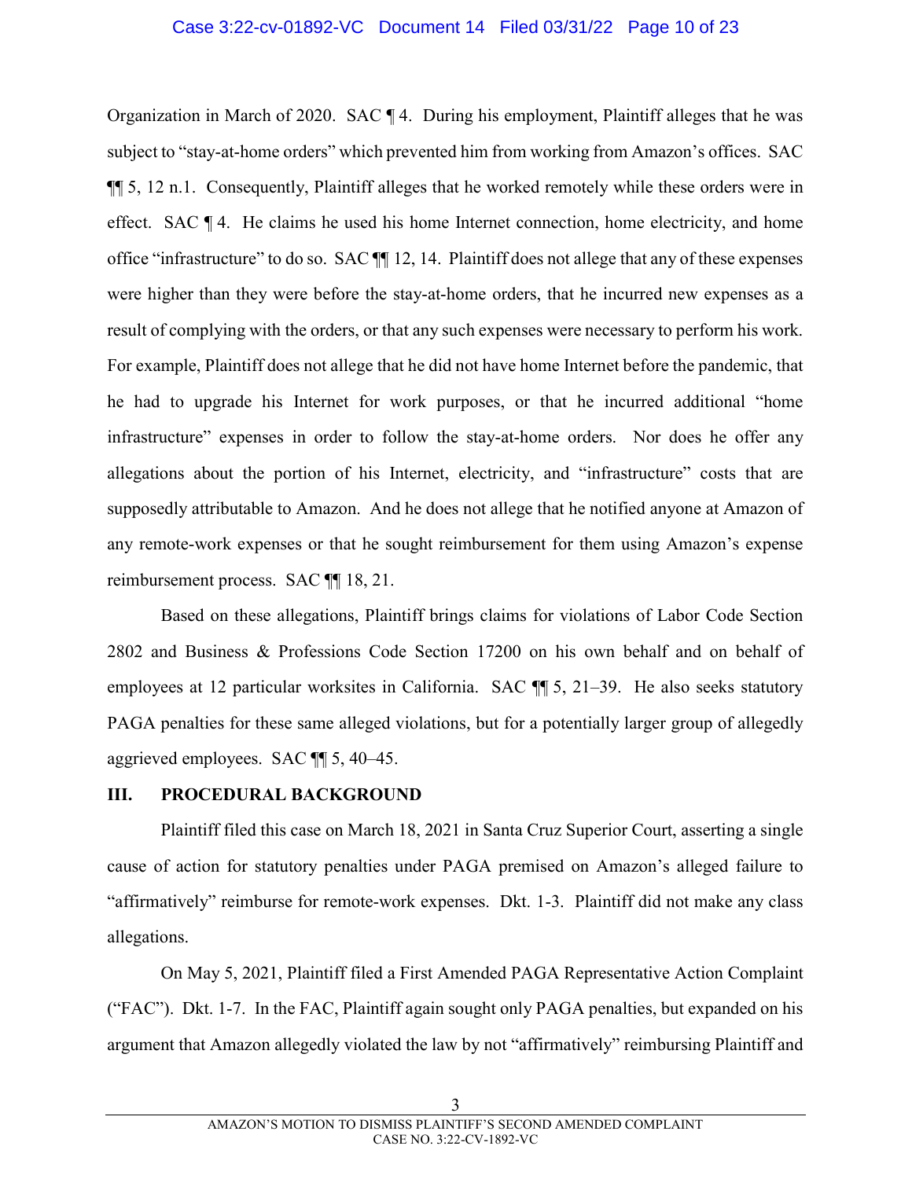Organization in March of 2020. SAC ¶ 4. During his employment, Plaintiff alleges that he was subject to "stay-at-home orders" which prevented him from working from Amazon's offices. SAC ¶¶ 5, 12 n.1. Consequently, Plaintiff alleges that he worked remotely while these orders were in effect. SAC ¶ 4. He claims he used his home Internet connection, home electricity, and home office "infrastructure" to do so. SAC ¶¶ 12, 14. Plaintiff does not allege that any of these expenses were higher than they were before the stay-at-home orders, that he incurred new expenses as a result of complying with the orders, or that any such expenses were necessary to perform his work. For example, Plaintiff does not allege that he did not have home Internet before the pandemic, that he had to upgrade his Internet for work purposes, or that he incurred additional "home infrastructure" expenses in order to follow the stay-at-home orders. Nor does he offer any allegations about the portion of his Internet, electricity, and "infrastructure" costs that are supposedly attributable to Amazon. And he does not allege that he notified anyone at Amazon of any remote-work expenses or that he sought reimbursement for them using Amazon's expense reimbursement process. SAC ¶¶ 18, 21.

Based on these allegations, Plaintiff brings claims for violations of Labor Code Section 2802 and Business & Professions Code Section 17200 on his own behalf and on behalf of employees at 12 particular worksites in California. SAC ¶¶ 5, 21–39. He also seeks statutory PAGA penalties for these same alleged violations, but for a potentially larger group of allegedly aggrieved employees. SAC ¶¶ 5, 40–45.

## III. PROCEDURAL BACKGROUND

Plaintiff filed this case on March 18, 2021 in Santa Cruz Superior Court, asserting a single cause of action for statutory penalties under PAGA premised on Amazon's alleged failure to "affirmatively" reimburse for remote-work expenses. Dkt. 1-3. Plaintiff did not make any class allegations.

On May 5, 2021, Plaintiff filed a First Amended PAGA Representative Action Complaint ("FAC"). Dkt. 1-7. In the FAC, Plaintiff again sought only PAGA penalties, but expanded on his argument that Amazon allegedly violated the law by not "affirmatively" reimbursing Plaintiff and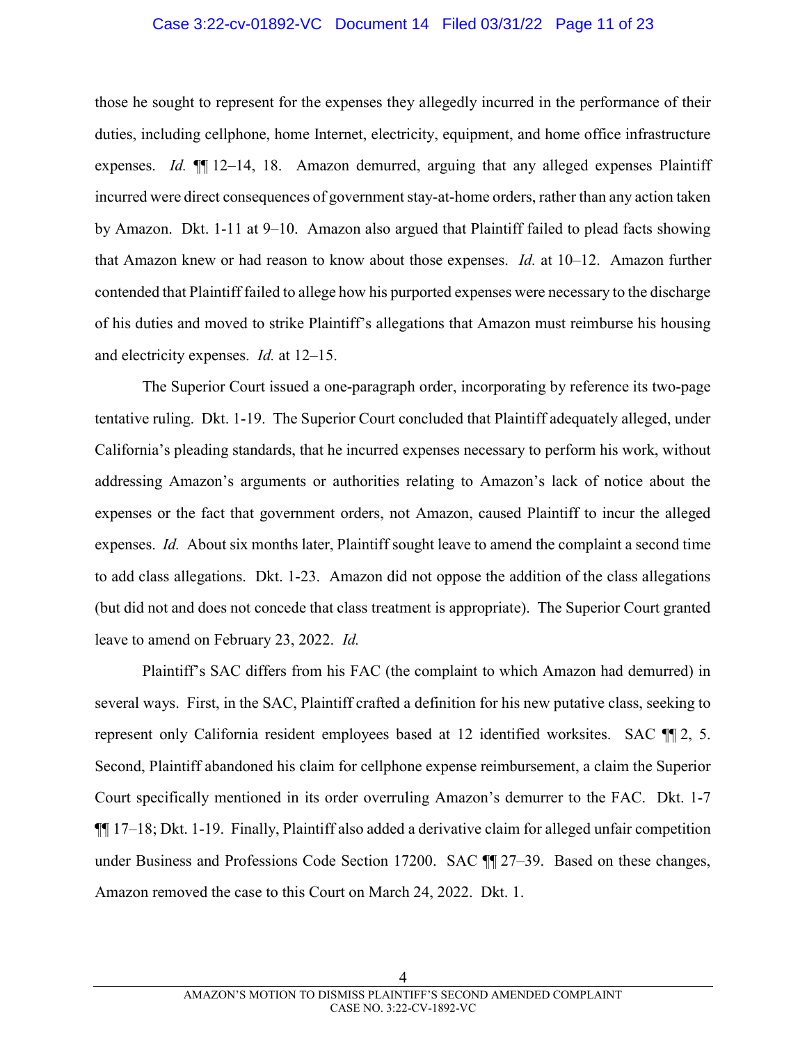those he sought to represent for the expenses they allegedly incurred in the performance of their duties, including cellphone, home Internet, electricity, equipment, and home office infrastructure expenses. *Id.* ¶¶ 12–14, 18. Amazon demurred, arguing that any alleged expenses Plaintiff incurred were direct consequences of government stay-at-home orders, rather than any action taken by Amazon. Dkt. 1-11 at 9–10. Amazon also argued that Plaintiff failed to plead facts showing that Amazon knew or had reason to know about those expenses. *Id.* at 10–12. Amazon further contended that Plaintiff failed to allege how his purported expenses were necessary to the discharge of his duties and moved to strike Plaintiff's allegations that Amazon must reimburse his housing and electricity expenses. *Id.* at 12–15.

The Superior Court issued a one-paragraph order, incorporating by reference its two-page tentative ruling. Dkt. 1-19. The Superior Court concluded that Plaintiff adequately alleged, under California's pleading standards, that he incurred expenses necessary to perform his work, without addressing Amazon's arguments or authorities relating to Amazon's lack of notice about the expenses or the fact that government orders, not Amazon, caused Plaintiff to incur the alleged expenses. *Id.* About six months later, Plaintiff sought leave to amend the complaint a second time to add class allegations. Dkt. 1-23. Amazon did not oppose the addition of the class allegations (but did not and does not concede that class treatment is appropriate). The Superior Court granted leave to amend on February 23, 2022. *Id.*

Plaintiff's SAC differs from his FAC (the complaint to which Amazon had demurred) in several ways. First, in the SAC, Plaintiff crafted a definition for his new putative class, seeking to represent only California resident employees based at 12 identified worksites. SAC ¶¶ 2, 5. Second, Plaintiff abandoned his claim for cellphone expense reimbursement, a claim the Superior Court specifically mentioned in its order overruling Amazon's demurrer to the FAC. Dkt. 1-7 ¶¶ 17–18; Dkt. 1-19. Finally, Plaintiff also added a derivative claim for alleged unfair competition under Business and Professions Code Section 17200. SAC ¶¶ 27–39. Based on these changes, Amazon removed the case to this Court on March 24, 2022. Dkt. 1.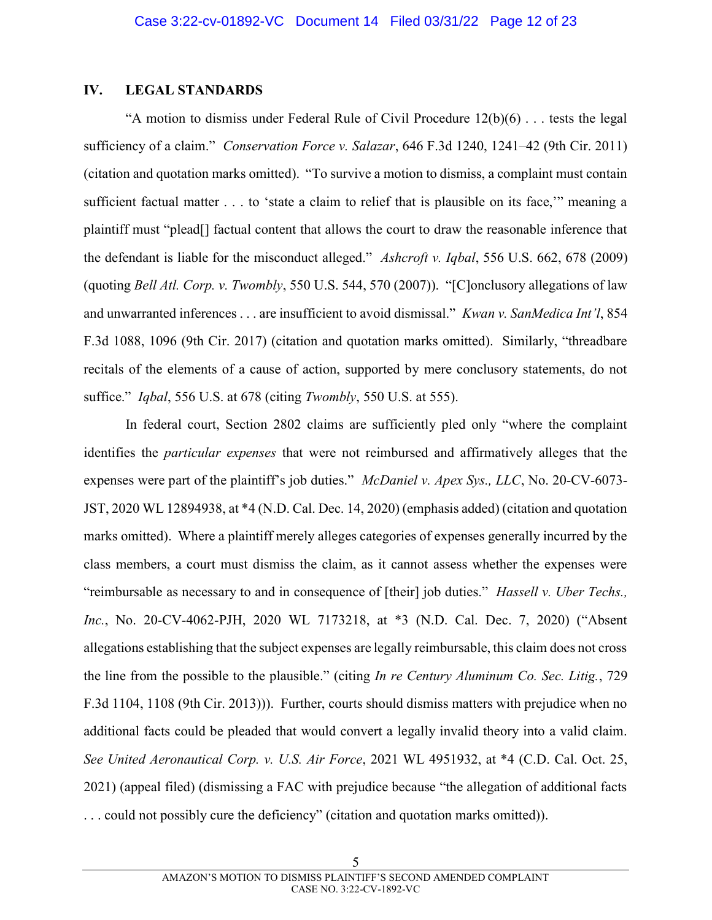## IV. LEGAL STANDARDS

"A motion to dismiss under Federal Rule of Civil Procedure 12(b)(6) . . . tests the legal sufficiency of a claim." *Conservation Force v. Salazar*, 646 F.3d 1240, 1241–42 (9th Cir. 2011) (citation and quotation marks omitted). "To survive a motion to dismiss, a complaint must contain sufficient factual matter . . . to 'state a claim to relief that is plausible on its face,'" meaning a plaintiff must "plead[] factual content that allows the court to draw the reasonable inference that the defendant is liable for the misconduct alleged." *Ashcroft v. Iqbal*, 556 U.S. 662, 678 (2009) (quoting *Bell Atl. Corp. v. Twombly*, 550 U.S. 544, 570 (2007)). "[C]onclusory allegations of law and unwarranted inferences . . . are insufficient to avoid dismissal." *Kwan v. SanMedica Int'l*, 854 F.3d 1088, 1096 (9th Cir. 2017) (citation and quotation marks omitted). Similarly, "threadbare recitals of the elements of a cause of action, supported by mere conclusory statements, do not suffice." *Iqbal*, 556 U.S. at 678 (citing *Twombly*, 550 U.S. at 555).

In federal court, Section 2802 claims are sufficiently pled only "where the complaint identifies the *particular expenses* that were not reimbursed and affirmatively alleges that the expenses were part of the plaintiff's job duties." *McDaniel v. Apex Sys., LLC*, No. 20-CV-6073-JST, 2020 WL 12894938, at *4 (N.D. Cal. Dec. 14, 2020) (emphasis added) (citation and quotation marks omitted). Where a plaintiff merely alleges categories of expenses generally incurred by the class members, a court must dismiss the claim, as it cannot assess whether the expenses were "reimbursable as necessary to and in consequence of [their] job duties." *Hassell v. Uber Techs., Inc.*, No. 20-CV-4062-PJH, 2020 WL 7173218, at *3 (N.D. Cal. Dec. 7, 2020) ("Absent allegations establishing that the subject expenses are legally reimbursable, this claim does not cross the line from the possible to the plausible." (citing *In re Century Aluminum Co. Sec. Litig.*, 729 F.3d 1104, 1108 (9th Cir. 2013))). Further, courts should dismiss matters with prejudice when no additional facts could be pleaded that would convert a legally invalid theory into a valid claim. *See United Aeronautical Corp. v. U.S. Air Force*, 2021 WL 4951932, at *4 (C.D. Cal. Oct. 25, 2021) (appeal filed) (dismissing a FAC with prejudice because "the allegation of additional facts . . . could not possibly cure the deficiency" (citation and quotation marks omitted)).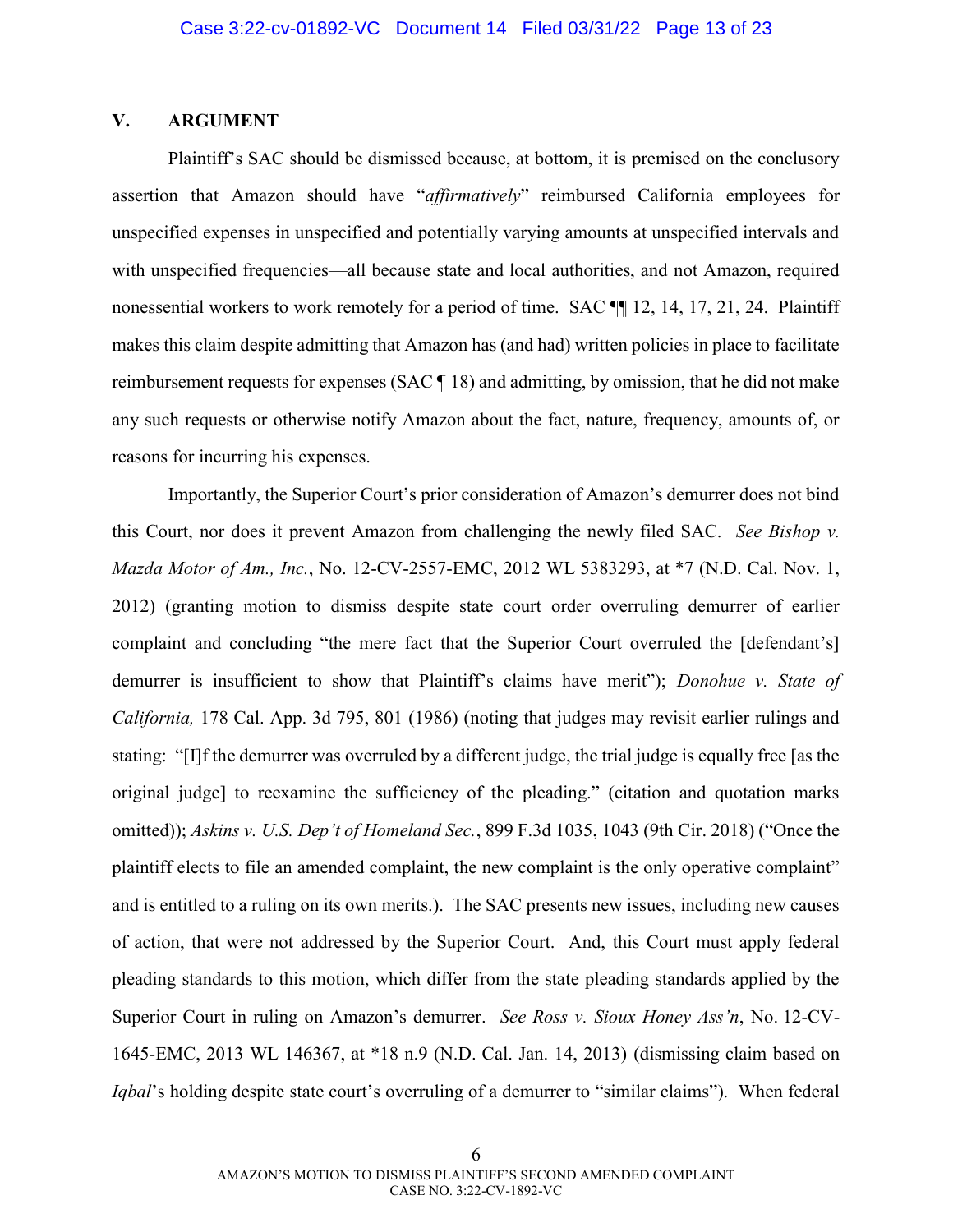## V. ARGUMENT

Plaintiff's SAC should be dismissed because, at bottom, it is premised on the conclusory assertion that Amazon should have "*affirmatively*" reimbursed California employees for unspecified expenses in unspecified and potentially varying amounts at unspecified intervals and with unspecified frequencies—all because state and local authorities, and not Amazon, required nonessential workers to work remotely for a period of time. SAC ¶¶ 12, 14, 17, 21, 24. Plaintiff makes this claim despite admitting that Amazon has (and had) written policies in place to facilitate reimbursement requests for expenses (SAC ¶ 18) and admitting, by omission, that he did not make any such requests or otherwise notify Amazon about the fact, nature, frequency, amounts of, or reasons for incurring his expenses.

Importantly, the Superior Court's prior consideration of Amazon's demurrer does not bind this Court, nor does it prevent Amazon from challenging the newly filed SAC. *See Bishop v. Mazda Motor of Am., Inc.*, No. 12-CV-2557-EMC, 2012 WL 5383293, at *7 (N.D. Cal. Nov. 1, 2012) (granting motion to dismiss despite state court order overruling demurrer of earlier complaint and concluding "the mere fact that the Superior Court overruled the [defendant's] demurrer is insufficient to show that Plaintiff's claims have merit"); *Donohue v. State of California,* 178 Cal. App. 3d 795, 801 (1986) (noting that judges may revisit earlier rulings and stating: "[I]f the demurrer was overruled by a different judge, the trial judge is equally free [as the original judge] to reexamine the sufficiency of the pleading." (citation and quotation marks omitted)); *Askins v. U.S. Dep't of Homeland Sec.*, 899 F.3d 1035, 1043 (9th Cir. 2018) ("Once the plaintiff elects to file an amended complaint, the new complaint is the only operative complaint" and is entitled to a ruling on its own merits.). The SAC presents new issues, including new causes of action, that were not addressed by the Superior Court. And, this Court must apply federal pleading standards to this motion, which differ from the state pleading standards applied by the Superior Court in ruling on Amazon's demurrer. *See Ross v. Sioux Honey Ass'n*, No. 12-CV-1645-EMC, 2013 WL 146367, at *18 n.9 (N.D. Cal. Jan. 14, 2013) (dismissing claim based on *Iqbal*'s holding despite state court's overruling of a demurrer to "similar claims"). When federal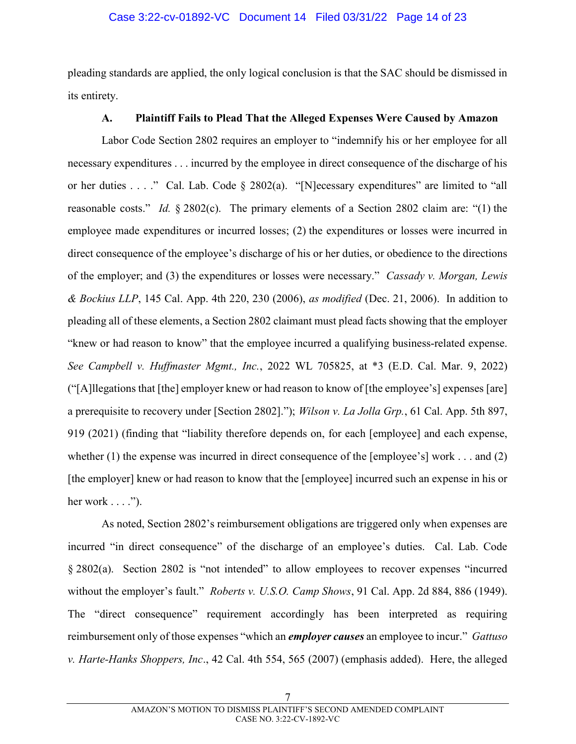pleading standards are applied, the only logical conclusion is that the SAC should be dismissed in its entirety.

### A. Plaintiff Fails to Plead That the Alleged Expenses Were Caused by Amazon

Labor Code Section 2802 requires an employer to "indemnify his or her employee for all necessary expenditures . . . incurred by the employee in direct consequence of the discharge of his or her duties . . . ." Cal. Lab. Code § 2802(a). "[N]ecessary expenditures" are limited to "all reasonable costs." *Id.* § 2802(c). The primary elements of a Section 2802 claim are: "(1) the employee made expenditures or incurred losses; (2) the expenditures or losses were incurred in direct consequence of the employee's discharge of his or her duties, or obedience to the directions of the employer; and (3) the expenditures or losses were necessary." *Cassady v. Morgan, Lewis & Bockius LLP*, 145 Cal. App. 4th 220, 230 (2006), *as modified* (Dec. 21, 2006). In addition to pleading all of these elements, a Section 2802 claimant must plead facts showing that the employer "knew or had reason to know" that the employee incurred a qualifying business-related expense. *See Campbell v. Huffmaster Mgmt., Inc.*, 2022 WL 705825, at *3 (E.D. Cal. Mar. 9, 2022) ("[A]llegations that [the] employer knew or had reason to know of [the employee's] expenses [are] a prerequisite to recovery under [Section 2802]."); *Wilson v. La Jolla Grp.*, 61 Cal. App. 5th 897, 919 (2021) (finding that "liability therefore depends on, for each [employee] and each expense, whether (1) the expense was incurred in direct consequence of the [employee's] work . . . and (2) [the employer] knew or had reason to know that the [employee] incurred such an expense in his or her work . . . .").

As noted, Section 2802's reimbursement obligations are triggered only when expenses are incurred "in direct consequence" of the discharge of an employee's duties. Cal. Lab. Code § 2802(a). Section 2802 is "not intended" to allow employees to recover expenses "incurred without the employer's fault." *Roberts v. U.S.O. Camp Shows*, 91 Cal. App. 2d 884, 886 (1949). The "direct consequence" requirement accordingly has been interpreted as requiring reimbursement only of those expenses "which an ***employer causes*** an employee to incur." *Gattuso v. Harte-Hanks Shoppers, Inc.*, 42 Cal. 4th 554, 565 (2007) (emphasis added). Here, the alleged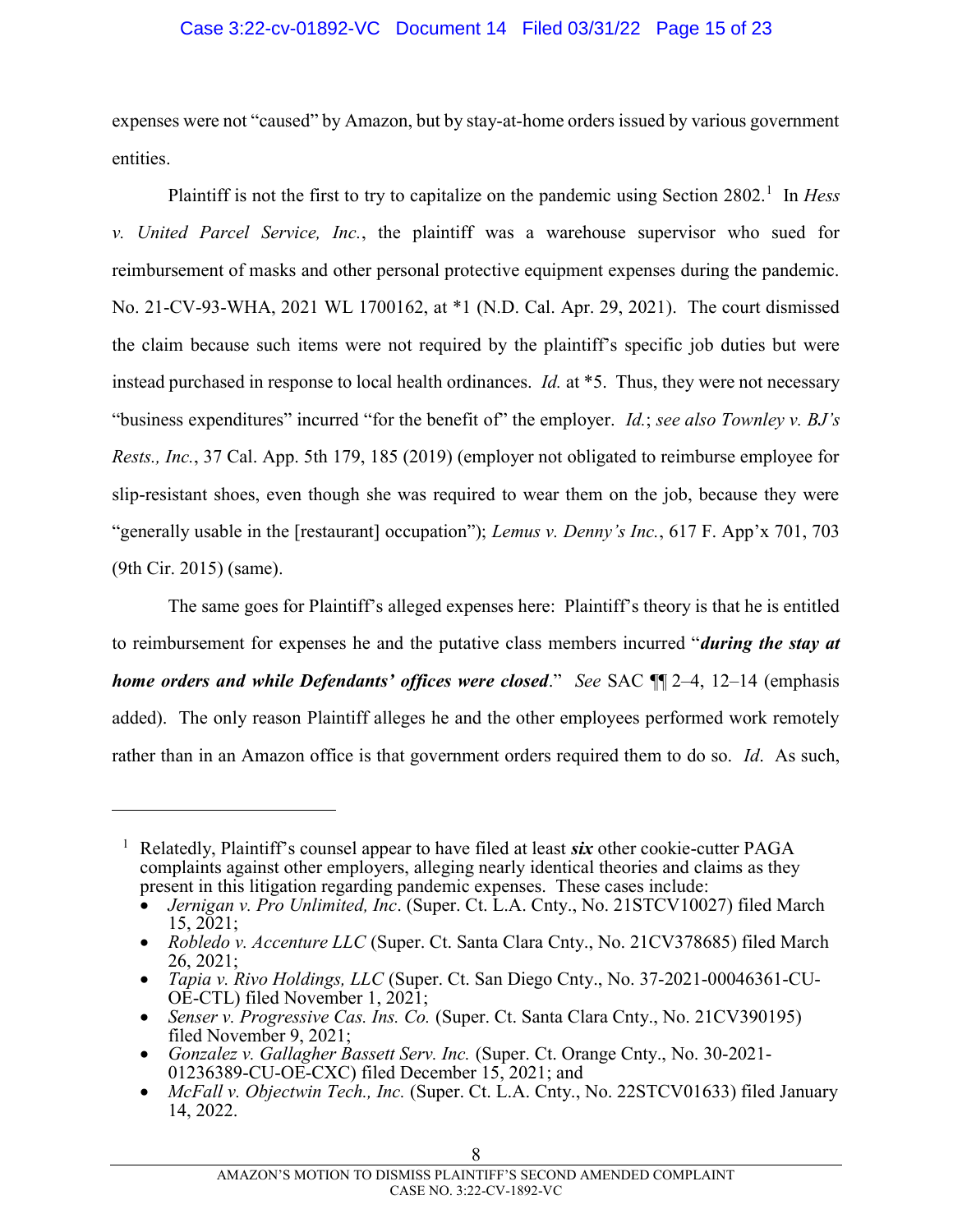expenses were not "caused" by Amazon, but by stay-at-home orders issued by various government entities.

Plaintiff is not the first to try to capitalize on the pandemic using Section 2802.[1] In *Hess v. United Parcel Service, Inc.*, the plaintiff was a warehouse supervisor who sued for reimbursement of masks and other personal protective equipment expenses during the pandemic. No. 21-CV-93-WHA, 2021 WL 1700162, at *1 (N.D. Cal. Apr. 29, 2021). The court dismissed the claim because such items were not required by the plaintiff's specific job duties but were instead purchased in response to local health ordinances. *Id.* at *5. Thus, they were not necessary "business expenditures" incurred "for the benefit of" the employer. *Id.*; *see also Townley v. BJ's Rests., Inc.*, 37 Cal. App. 5th 179, 185 (2019) (employer not obligated to reimburse employee for slip-resistant shoes, even though she was required to wear them on the job, because they were "generally usable in the [restaurant] occupation"); *Lemus v. Denny's Inc.*, 617 F. App'x 701, 703 (9th Cir. 2015) (same).

The same goes for Plaintiff's alleged expenses here: Plaintiff's theory is that he is entitled to reimbursement for expenses he and the putative class members incurred "***during the stay at home orders and while Defendants' offices were closed***." *See* SAC ¶¶ 2–4, 12–14 (emphasis added). The only reason Plaintiff alleges he and the other employees performed work remotely rather than in an Amazon office is that government orders required them to do so. *Id*. As such,

---

[1] Relatedly, Plaintiff's counsel appear to have filed at least ***six*** other cookie-cutter PAGA complaints against other employers, alleging nearly identical theories and claims as they present in this litigation regarding pandemic expenses. These cases include:

- *Jernigan v. Pro Unlimited, Inc*. (Super. Ct. L.A. Cnty., No. 21STCV10027) filed March 15, 2021;
- *Robledo v. Accenture LLC* (Super. Ct. Santa Clara Cnty., No. 21CV378685) filed March 26, 2021;
- *Tapia v. Rivo Holdings, LLC* (Super. Ct. San Diego Cnty., No. 37-2021-00046361-CU-OE-CTL) filed November 1, 2021;
- *Senser v. Progressive Cas. Ins. Co.* (Super. Ct. Santa Clara Cnty., No. 21CV390195) filed November 9, 2021;
- *Gonzalez v. Gallagher Bassett Serv. Inc.* (Super. Ct. Orange Cnty., No. 30-2021-01236389-CU-OE-CXC) filed December 15, 2021; and
- *McFall v. Objectwin Tech., Inc.* (Super. Ct. L.A. Cnty., No. 22STCV01633) filed January 14, 2022.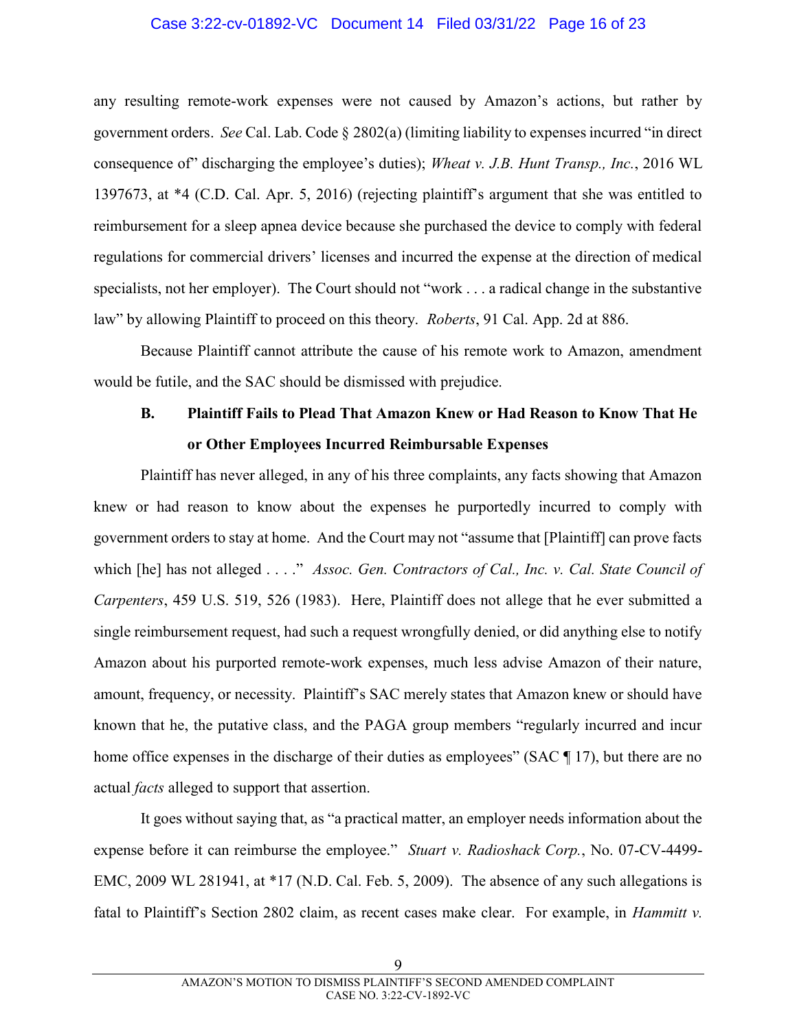any resulting remote-work expenses were not caused by Amazon's actions, but rather by government orders. *See* Cal. Lab. Code § 2802(a) (limiting liability to expenses incurred "in direct consequence of" discharging the employee's duties); *Wheat v. J.B. Hunt Transp., Inc.*, 2016 WL 1397673, at *4 (C.D. Cal. Apr. 5, 2016) (rejecting plaintiff's argument that she was entitled to reimbursement for a sleep apnea device because she purchased the device to comply with federal regulations for commercial drivers' licenses and incurred the expense at the direction of medical specialists, not her employer). The Court should not "work . . . a radical change in the substantive law" by allowing Plaintiff to proceed on this theory. *Roberts*, 91 Cal. App. 2d at 886.

Because Plaintiff cannot attribute the cause of his remote work to Amazon, amendment would be futile, and the SAC should be dismissed with prejudice.

### B. Plaintiff Fails to Plead That Amazon Knew or Had Reason to Know That He or Other Employees Incurred Reimbursable Expenses

Plaintiff has never alleged, in any of his three complaints, any facts showing that Amazon knew or had reason to know about the expenses he purportedly incurred to comply with government orders to stay at home. And the Court may not "assume that [Plaintiff] can prove facts which [he] has not alleged . . . ." *Assoc. Gen. Contractors of Cal., Inc. v. Cal. State Council of Carpenters*, 459 U.S. 519, 526 (1983). Here, Plaintiff does not allege that he ever submitted a single reimbursement request, had such a request wrongfully denied, or did anything else to notify Amazon about his purported remote-work expenses, much less advise Amazon of their nature, amount, frequency, or necessity. Plaintiff's SAC merely states that Amazon knew or should have known that he, the putative class, and the PAGA group members "regularly incurred and incur home office expenses in the discharge of their duties as employees" (SAC ¶ 17), but there are no actual *facts* alleged to support that assertion.

It goes without saying that, as "a practical matter, an employer needs information about the expense before it can reimburse the employee." *Stuart v. Radioshack Corp.*, No. 07-CV-4499-EMC, 2009 WL 281941, at *17 (N.D. Cal. Feb. 5, 2009). The absence of any such allegations is fatal to Plaintiff's Section 2802 claim, as recent cases make clear. For example, in *Hammitt v.*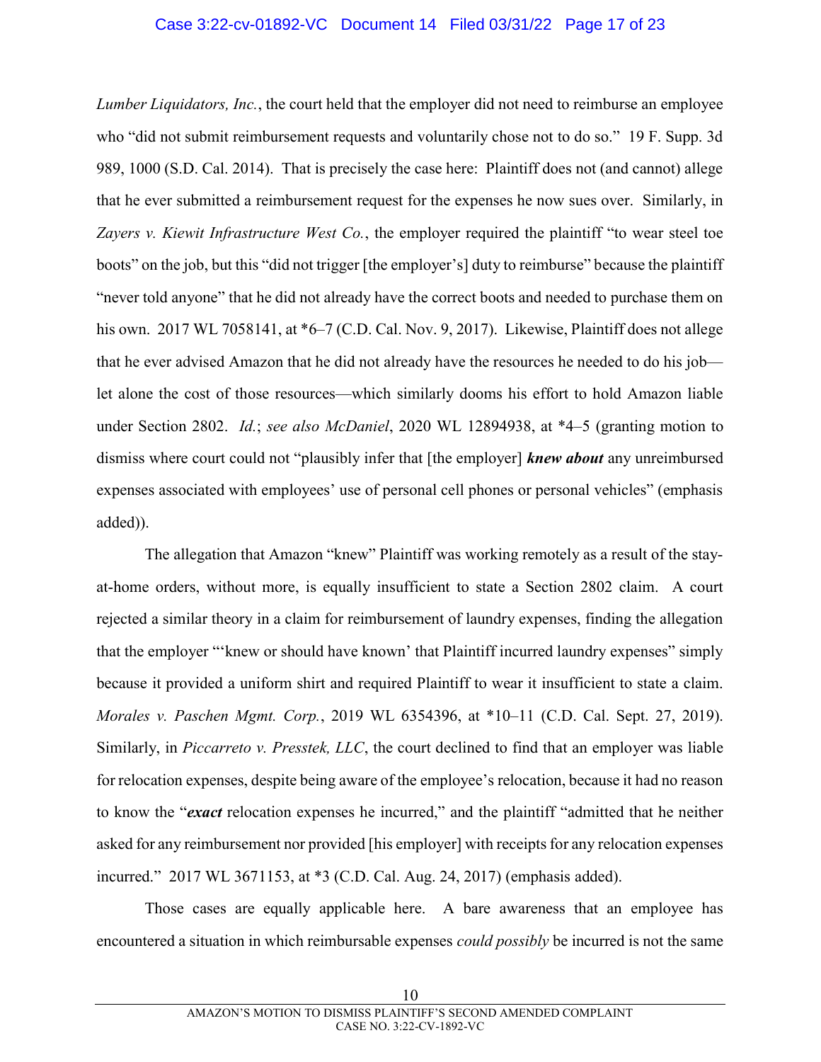*Lumber Liquidators, Inc.*, the court held that the employer did not need to reimburse an employee who "did not submit reimbursement requests and voluntarily chose not to do so." 19 F. Supp. 3d 989, 1000 (S.D. Cal. 2014). That is precisely the case here: Plaintiff does not (and cannot) allege that he ever submitted a reimbursement request for the expenses he now sues over. Similarly, in *Zayers v. Kiewit Infrastructure West Co.*, the employer required the plaintiff "to wear steel toe boots" on the job, but this "did not trigger [the employer's] duty to reimburse" because the plaintiff "never told anyone" that he did not already have the correct boots and needed to purchase them on his own. 2017 WL 7058141, at *6–7 (C.D. Cal. Nov. 9, 2017). Likewise, Plaintiff does not allege that he ever advised Amazon that he did not already have the resources he needed to do his job—let alone the cost of those resources—which similarly dooms his effort to hold Amazon liable under Section 2802. *Id.*; *see also McDaniel*, 2020 WL 12894938, at *4–5 (granting motion to dismiss where court could not "plausibly infer that [the employer] ***knew about*** any unreimbursed expenses associated with employees' use of personal cell phones or personal vehicles" (emphasis added)).

The allegation that Amazon "knew" Plaintiff was working remotely as a result of the stay-at-home orders, without more, is equally insufficient to state a Section 2802 claim. A court rejected a similar theory in a claim for reimbursement of laundry expenses, finding the allegation that the employer "'knew or should have known' that Plaintiff incurred laundry expenses" simply because it provided a uniform shirt and required Plaintiff to wear it insufficient to state a claim. *Morales v. Paschen Mgmt. Corp.*, 2019 WL 6354396, at *10–11 (C.D. Cal. Sept. 27, 2019). Similarly, in *Piccarreto v. Presstek, LLC*, the court declined to find that an employer was liable for relocation expenses, despite being aware of the employee's relocation, because it had no reason to know the "***exact*** relocation expenses he incurred," and the plaintiff "admitted that he neither asked for any reimbursement nor provided [his employer] with receipts for any relocation expenses incurred." 2017 WL 3671153, at *3 (C.D. Cal. Aug. 24, 2017) (emphasis added).

Those cases are equally applicable here. A bare awareness that an employee has encountered a situation in which reimbursable expenses *could possibly* be incurred is not the same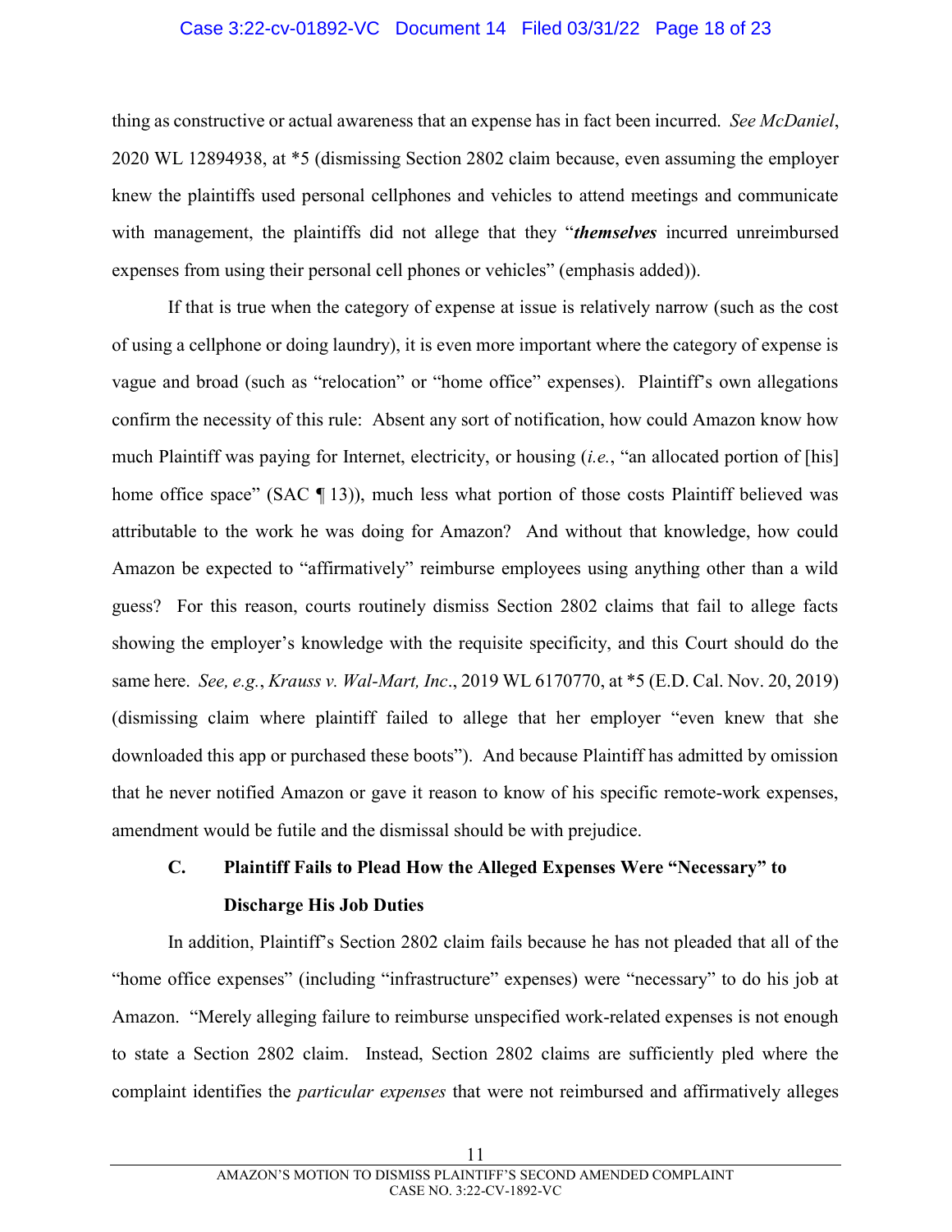thing as constructive or actual awareness that an expense has in fact been incurred. *See McDaniel*, 2020 WL 12894938, at *5 (dismissing Section 2802 claim because, even assuming the employer knew the plaintiffs used personal cellphones and vehicles to attend meetings and communicate with management, the plaintiffs did not allege that they "***themselves*** incurred unreimbursed expenses from using their personal cell phones or vehicles" (emphasis added)).

If that is true when the category of expense at issue is relatively narrow (such as the cost of using a cellphone or doing laundry), it is even more important where the category of expense is vague and broad (such as "relocation" or "home office" expenses). Plaintiff's own allegations confirm the necessity of this rule: Absent any sort of notification, how could Amazon know how much Plaintiff was paying for Internet, electricity, or housing (*i.e.*, "an allocated portion of [his] home office space" (SAC ¶ 13)), much less what portion of those costs Plaintiff believed was attributable to the work he was doing for Amazon? And without that knowledge, how could Amazon be expected to "affirmatively" reimburse employees using anything other than a wild guess? For this reason, courts routinely dismiss Section 2802 claims that fail to allege facts showing the employer's knowledge with the requisite specificity, and this Court should do the same here. *See, e.g.*, *Krauss v. Wal-Mart, Inc*., 2019 WL 6170770, at *5 (E.D. Cal. Nov. 20, 2019) (dismissing claim where plaintiff failed to allege that her employer "even knew that she downloaded this app or purchased these boots"). And because Plaintiff has admitted by omission that he never notified Amazon or gave it reason to know of his specific remote-work expenses, amendment would be futile and the dismissal should be with prejudice.

### C. Plaintiff Fails to Plead How the Alleged Expenses Were "Necessary" to Discharge His Job Duties

In addition, Plaintiff's Section 2802 claim fails because he has not pleaded that all of the "home office expenses" (including "infrastructure" expenses) were "necessary" to do his job at Amazon. "Merely alleging failure to reimburse unspecified work-related expenses is not enough to state a Section 2802 claim. Instead, Section 2802 claims are sufficiently pled where the complaint identifies the *particular expenses* that were not reimbursed and affirmatively alleges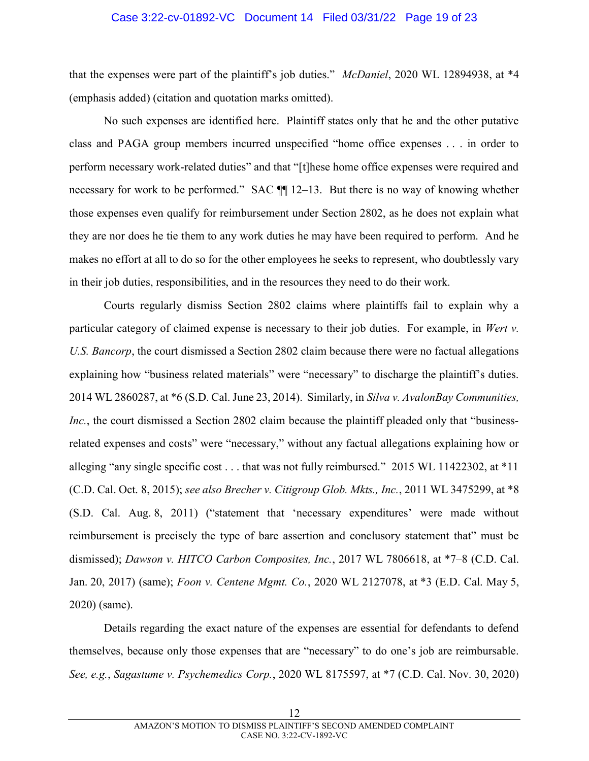that the expenses were part of the plaintiff's job duties." *McDaniel*, 2020 WL 12894938, at *4 (emphasis added) (citation and quotation marks omitted).

No such expenses are identified here. Plaintiff states only that he and the other putative class and PAGA group members incurred unspecified "home office expenses . . . in order to perform necessary work-related duties" and that "[t]hese home office expenses were required and necessary for work to be performed." SAC ¶¶ 12–13. But there is no way of knowing whether those expenses even qualify for reimbursement under Section 2802, as he does not explain what they are nor does he tie them to any work duties he may have been required to perform. And he makes no effort at all to do so for the other employees he seeks to represent, who doubtlessly vary in their job duties, responsibilities, and in the resources they need to do their work.

Courts regularly dismiss Section 2802 claims where plaintiffs fail to explain why a particular category of claimed expense is necessary to their job duties. For example, in *Wert v. U.S. Bancorp*, the court dismissed a Section 2802 claim because there were no factual allegations explaining how "business related materials" were "necessary" to discharge the plaintiff's duties. 2014 WL 2860287, at *6 (S.D. Cal. June 23, 2014). Similarly, in *Silva v. AvalonBay Communities, Inc.*, the court dismissed a Section 2802 claim because the plaintiff pleaded only that "business-related expenses and costs" were "necessary," without any factual allegations explaining how or alleging "any single specific cost . . . that was not fully reimbursed." 2015 WL 11422302, at *11 (C.D. Cal. Oct. 8, 2015); *see also Brecher v. Citigroup Glob. Mkts., Inc.*, 2011 WL 3475299, at *8 (S.D. Cal. Aug. 8, 2011) ("statement that 'necessary expenditures' were made without reimbursement is precisely the type of bare assertion and conclusory statement that" must be dismissed); *Dawson v. HITCO Carbon Composites, Inc.*, 2017 WL 7806618, at *7–8 (C.D. Cal. Jan. 20, 2017) (same); *Foon v. Centene Mgmt. Co.*, 2020 WL 2127078, at *3 (E.D. Cal. May 5, 2020) (same).

Details regarding the exact nature of the expenses are essential for defendants to defend themselves, because only those expenses that are "necessary" to do one's job are reimbursable. *See, e.g.*, *Sagastume v. Psychemedics Corp.*, 2020 WL 8175597, at *7 (C.D. Cal. Nov. 30, 2020)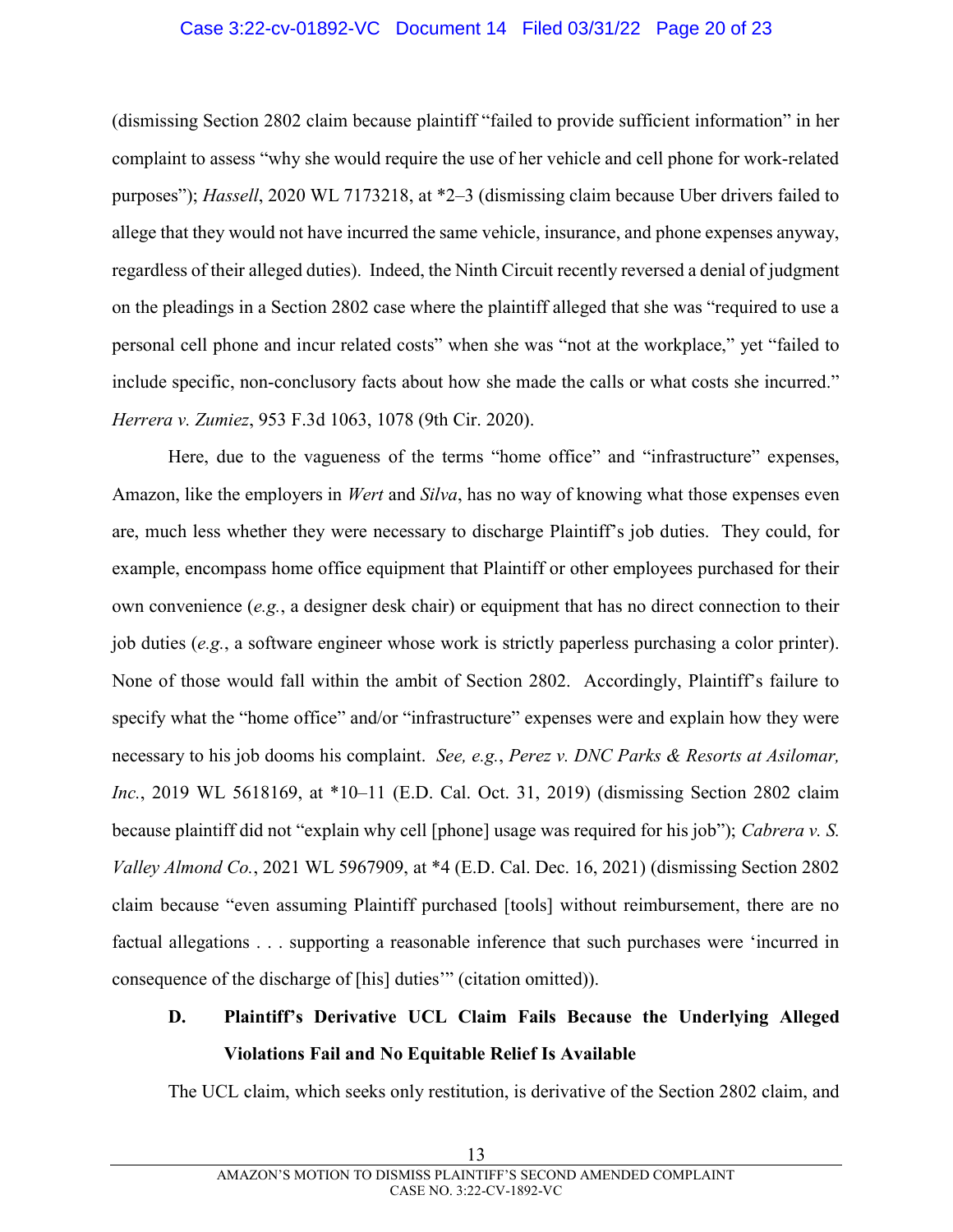(dismissing Section 2802 claim because plaintiff "failed to provide sufficient information" in her complaint to assess "why she would require the use of her vehicle and cell phone for work-related purposes"); *Hassell*, 2020 WL 7173218, at *2–3 (dismissing claim because Uber drivers failed to allege that they would not have incurred the same vehicle, insurance, and phone expenses anyway, regardless of their alleged duties). Indeed, the Ninth Circuit recently reversed a denial of judgment on the pleadings in a Section 2802 case where the plaintiff alleged that she was "required to use a personal cell phone and incur related costs" when she was "not at the workplace," yet "failed to include specific, non-conclusory facts about how she made the calls or what costs she incurred." *Herrera v. Zumiez*, 953 F.3d 1063, 1078 (9th Cir. 2020).

Here, due to the vagueness of the terms "home office" and "infrastructure" expenses, Amazon, like the employers in *Wert* and *Silva*, has no way of knowing what those expenses even are, much less whether they were necessary to discharge Plaintiff's job duties. They could, for example, encompass home office equipment that Plaintiff or other employees purchased for their own convenience (*e.g.*, a designer desk chair) or equipment that has no direct connection to their job duties (*e.g.*, a software engineer whose work is strictly paperless purchasing a color printer). None of those would fall within the ambit of Section 2802. Accordingly, Plaintiff's failure to specify what the "home office" and/or "infrastructure" expenses were and explain how they were necessary to his job dooms his complaint. *See, e.g.*, *Perez v. DNC Parks & Resorts at Asilomar, Inc.*, 2019 WL 5618169, at *10–11 (E.D. Cal. Oct. 31, 2019) (dismissing Section 2802 claim because plaintiff did not "explain why cell [phone] usage was required for his job"); *Cabrera v. S. Valley Almond Co.*, 2021 WL 5967909, at *4 (E.D. Cal. Dec. 16, 2021) (dismissing Section 2802 claim because "even assuming Plaintiff purchased [tools] without reimbursement, there are no factual allegations . . . supporting a reasonable inference that such purchases were 'incurred in consequence of the discharge of [his] duties'" (citation omitted)).

### D. Plaintiff's Derivative UCL Claim Fails Because the Underlying Alleged Violations Fail and No Equitable Relief Is Available

The UCL claim, which seeks only restitution, is derivative of the Section 2802 claim, and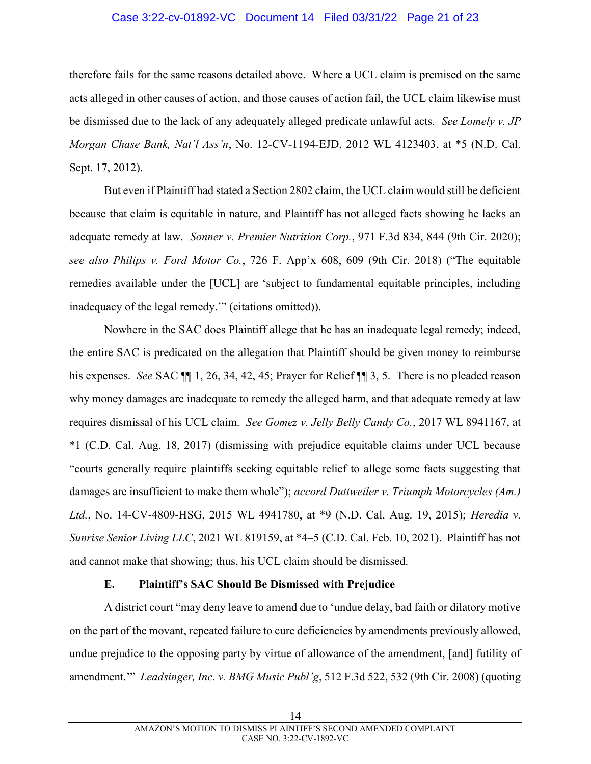therefore fails for the same reasons detailed above. Where a UCL claim is premised on the same acts alleged in other causes of action, and those causes of action fail, the UCL claim likewise must be dismissed due to the lack of any adequately alleged predicate unlawful acts. *See Lomely v. JP Morgan Chase Bank, Nat'l Ass'n*, No. 12-CV-1194-EJD, 2012 WL 4123403, at *5 (N.D. Cal. Sept. 17, 2012).

But even if Plaintiff had stated a Section 2802 claim, the UCL claim would still be deficient because that claim is equitable in nature, and Plaintiff has not alleged facts showing he lacks an adequate remedy at law. *Sonner v. Premier Nutrition Corp.*, 971 F.3d 834, 844 (9th Cir. 2020); *see also Philips v. Ford Motor Co.*, 726 F. App'x 608, 609 (9th Cir. 2018) ("The equitable remedies available under the [UCL] are 'subject to fundamental equitable principles, including inadequacy of the legal remedy.'" (citations omitted)).

Nowhere in the SAC does Plaintiff allege that he has an inadequate legal remedy; indeed, the entire SAC is predicated on the allegation that Plaintiff should be given money to reimburse his expenses. *See* SAC ¶¶ 1, 26, 34, 42, 45; Prayer for Relief ¶¶ 3, 5. There is no pleaded reason why money damages are inadequate to remedy the alleged harm, and that adequate remedy at law requires dismissal of his UCL claim. *See Gomez v. Jelly Belly Candy Co.*, 2017 WL 8941167, at *1 (C.D. Cal. Aug. 18, 2017) (dismissing with prejudice equitable claims under UCL because "courts generally require plaintiffs seeking equitable relief to allege some facts suggesting that damages are insufficient to make them whole"); *accord Duttweiler v. Triumph Motorcycles (Am.) Ltd.*, No. 14-CV-4809-HSG, 2015 WL 4941780, at *9 (N.D. Cal. Aug. 19, 2015); *Heredia v. Sunrise Senior Living LLC*, 2021 WL 819159, at *4–5 (C.D. Cal. Feb. 10, 2021). Plaintiff has not and cannot make that showing; thus, his UCL claim should be dismissed.

### E. Plaintiff's SAC Should Be Dismissed with Prejudice

A district court "may deny leave to amend due to 'undue delay, bad faith or dilatory motive on the part of the movant, repeated failure to cure deficiencies by amendments previously allowed, undue prejudice to the opposing party by virtue of allowance of the amendment, [and] futility of amendment.'" *Leadsinger, Inc. v. BMG Music Publ'g*, 512 F.3d 522, 532 (9th Cir. 2008) (quoting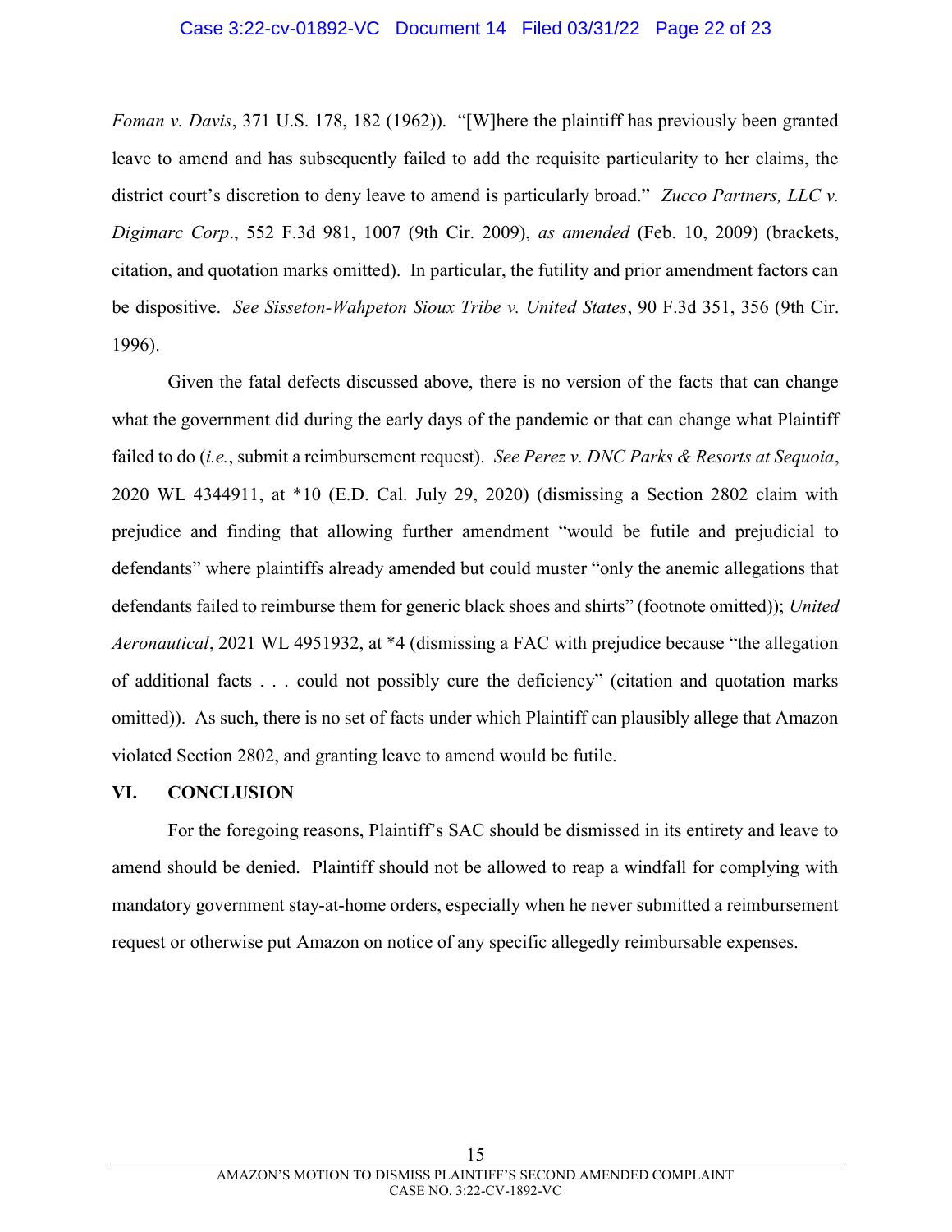*Foman v. Davis*, 371 U.S. 178, 182 (1962)). "[W]here the plaintiff has previously been granted leave to amend and has subsequently failed to add the requisite particularity to her claims, the district court's discretion to deny leave to amend is particularly broad." *Zucco Partners, LLC v. Digimarc Corp*., 552 F.3d 981, 1007 (9th Cir. 2009), *as amended* (Feb. 10, 2009) (brackets, citation, and quotation marks omitted). In particular, the futility and prior amendment factors can be dispositive. *See Sisseton-Wahpeton Sioux Tribe v. United States*, 90 F.3d 351, 356 (9th Cir. 1996).

Given the fatal defects discussed above, there is no version of the facts that can change what the government did during the early days of the pandemic or that can change what Plaintiff failed to do (*i.e.*, submit a reimbursement request). *See Perez v. DNC Parks & Resorts at Sequoia*, 2020 WL 4344911, at *10 (E.D. Cal. July 29, 2020) (dismissing a Section 2802 claim with prejudice and finding that allowing further amendment "would be futile and prejudicial to defendants" where plaintiffs already amended but could muster "only the anemic allegations that defendants failed to reimburse them for generic black shoes and shirts" (footnote omitted)); *United Aeronautical*, 2021 WL 4951932, at *4 (dismissing a FAC with prejudice because "the allegation of additional facts . . . could not possibly cure the deficiency" (citation and quotation marks omitted)). As such, there is no set of facts under which Plaintiff can plausibly allege that Amazon violated Section 2802, and granting leave to amend would be futile.

## VI. CONCLUSION

For the foregoing reasons, Plaintiff's SAC should be dismissed in its entirety and leave to amend should be denied. Plaintiff should not be allowed to reap a windfall for complying with mandatory government stay-at-home orders, especially when he never submitted a reimbursement request or otherwise put Amazon on notice of any specific allegedly reimbursable expenses.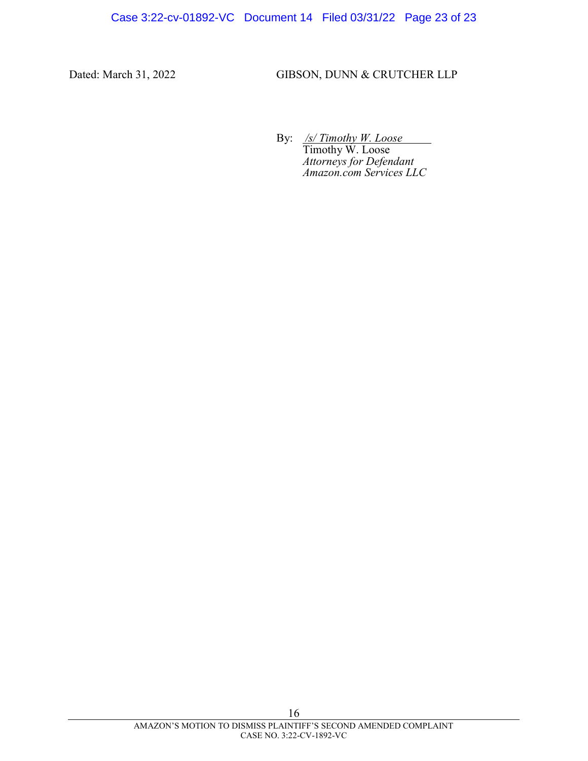Dated: March 31, 2022

GIBSON, DUNN & CRUTCHER LLP

By: */s/ Timothy W. Loose*
Timothy W. Loose
*Attorneys for Defendant*
*Amazon.com Services LLC*